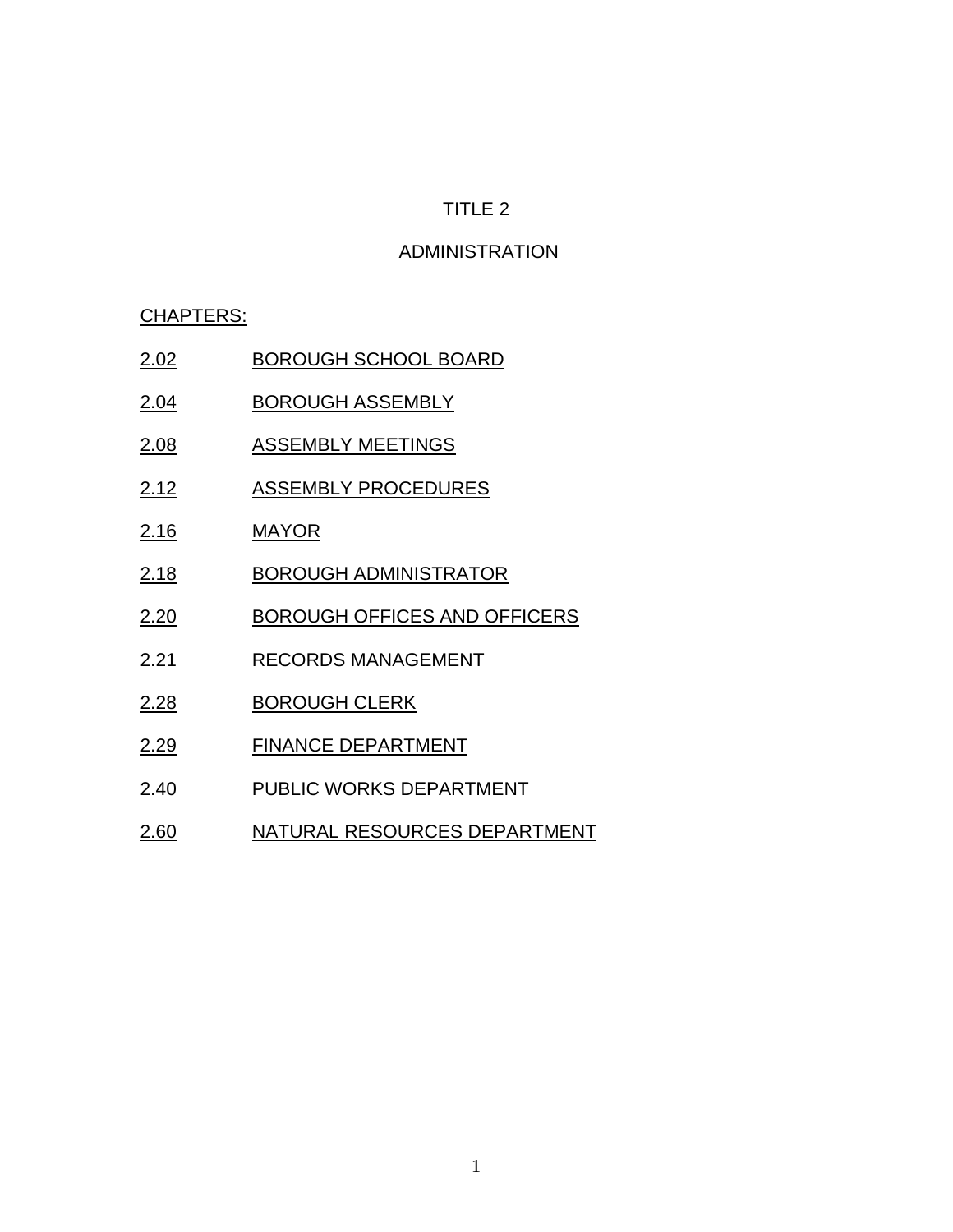# TITLE 2

## ADMINISTRATION

CHAPTERS:

| | |
|---|---|
| 2.02 | BOROUGH SCHOOL BOARD |
| 2.04 | BOROUGH ASSEMBLY |
| 2.08 | ASSEMBLY MEETINGS |
| 2.12 | ASSEMBLY PROCEDURES |
| 2.16 | MAYOR |
| 2.18 | BOROUGH ADMINISTRATOR |
| 2.20 | BOROUGH OFFICES AND OFFICERS |
| 2.21 | RECORDS MANAGEMENT |
| 2.28 | BOROUGH CLERK |
| 2.29 | FINANCE DEPARTMENT |
| 2.40 | PUBLIC WORKS DEPARTMENT |
| 2.60 | NATURAL RESOURCES DEPARTMENT |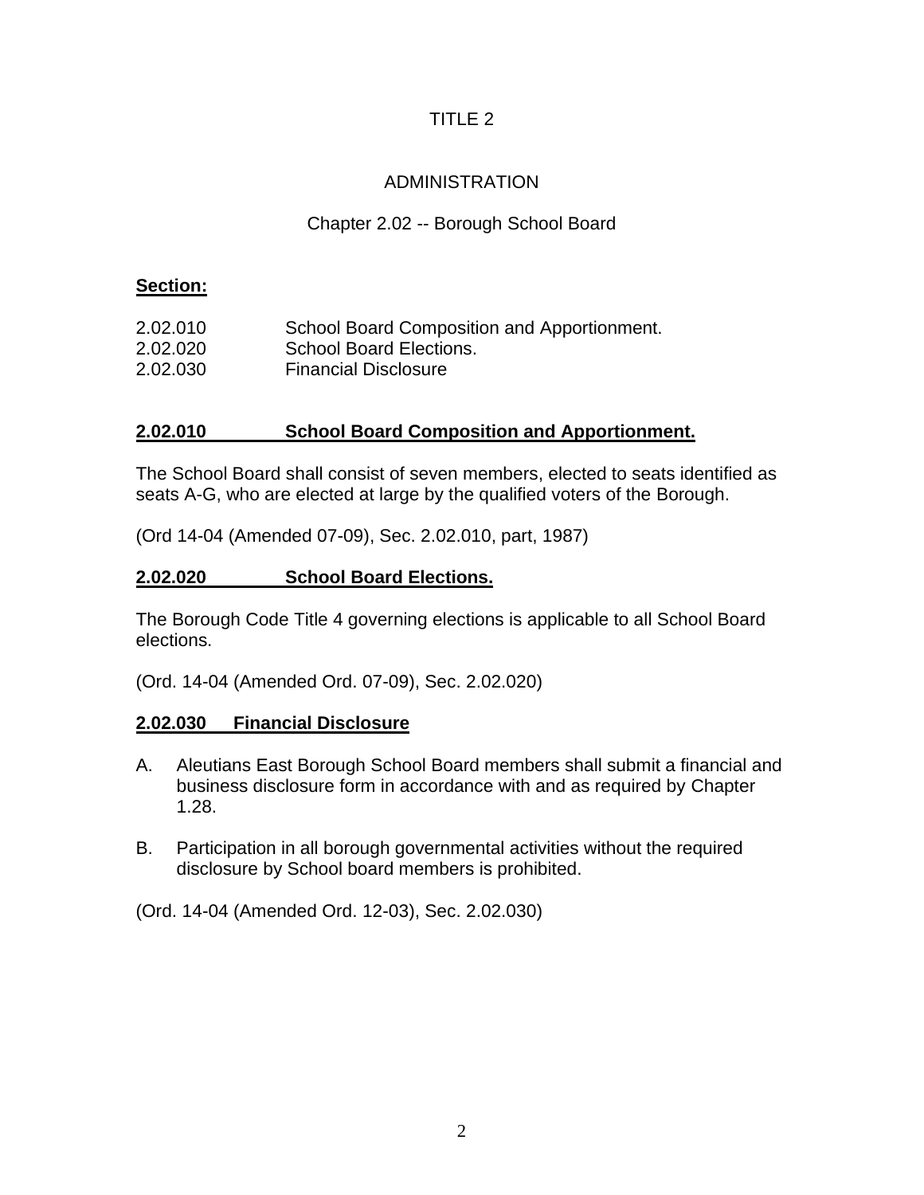# TITLE 2

## ADMINISTRATION

### Chapter 2.02 -- Borough School Board

**Section:**

| | |
|---|---|
| 2.02.010 | School Board Composition and Apportionment. |
| 2.02.020 | School Board Elections. |
| 2.02.030 | Financial Disclosure |

**2.02.010 School Board Composition and Apportionment.**

The School Board shall consist of seven members, elected to seats identified as seats A-G, who are elected at large by the qualified voters of the Borough.

(Ord 14-04 (Amended 07-09), Sec. 2.02.010, part, 1987)

**2.02.020 School Board Elections.**

The Borough Code Title 4 governing elections is applicable to all School Board elections.

(Ord. 14-04 (Amended Ord. 07-09), Sec. 2.02.020)

**2.02.030 Financial Disclosure**

A. Aleutians East Borough School Board members shall submit a financial and business disclosure form in accordance with and as required by Chapter 1.28.

B. Participation in all borough governmental activities without the required disclosure by School board members is prohibited.

(Ord. 14-04 (Amended Ord. 12-03), Sec. 2.02.030)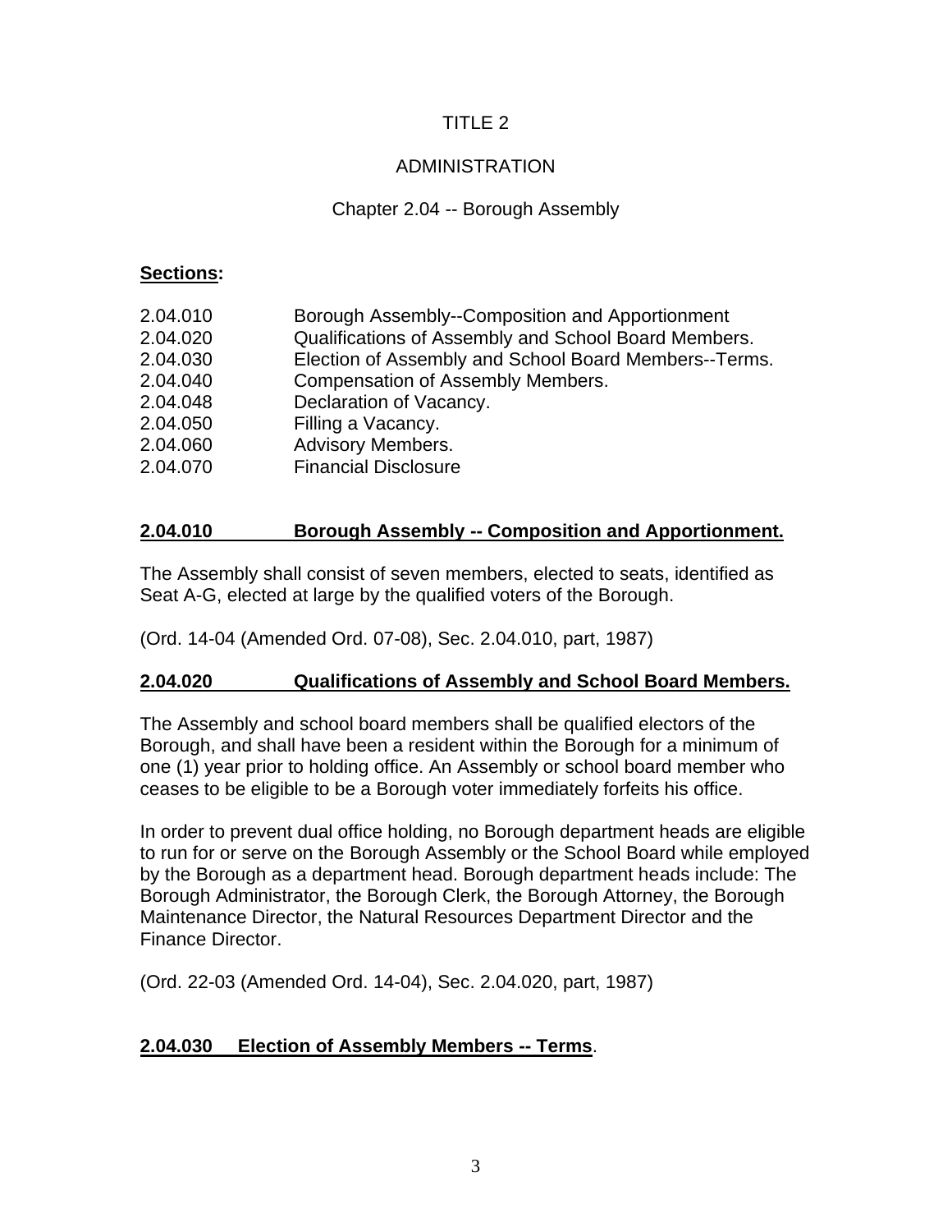TITLE 2

ADMINISTRATION

Chapter 2.04 -- Borough Assembly

**Sections:**

| | |
|---|---|
| 2.04.010 | Borough Assembly--Composition and Apportionment |
| 2.04.020 | Qualifications of Assembly and School Board Members. |
| 2.04.030 | Election of Assembly and School Board Members--Terms. |
| 2.04.040 | Compensation of Assembly Members. |
| 2.04.048 | Declaration of Vacancy. |
| 2.04.050 | Filling a Vacancy. |
| 2.04.060 | Advisory Members. |
| 2.04.070 | Financial Disclosure |

## 2.04.010 Borough Assembly -- Composition and Apportionment.

The Assembly shall consist of seven members, elected to seats, identified as Seat A-G, elected at large by the qualified voters of the Borough.

(Ord. 14-04 (Amended Ord. 07-08), Sec. 2.04.010, part, 1987)

## 2.04.020 Qualifications of Assembly and School Board Members.

The Assembly and school board members shall be qualified electors of the Borough, and shall have been a resident within the Borough for a minimum of one (1) year prior to holding office. An Assembly or school board member who ceases to be eligible to be a Borough voter immediately forfeits his office.

In order to prevent dual office holding, no Borough department heads are eligible to run for or serve on the Borough Assembly or the School Board while employed by the Borough as a department head. Borough department heads include: The Borough Administrator, the Borough Clerk, the Borough Attorney, the Borough Maintenance Director, the Natural Resources Department Director and the Finance Director.

(Ord. 22-03 (Amended Ord. 14-04), Sec. 2.04.020, part, 1987)

## 2.04.030 Election of Assembly Members -- Terms.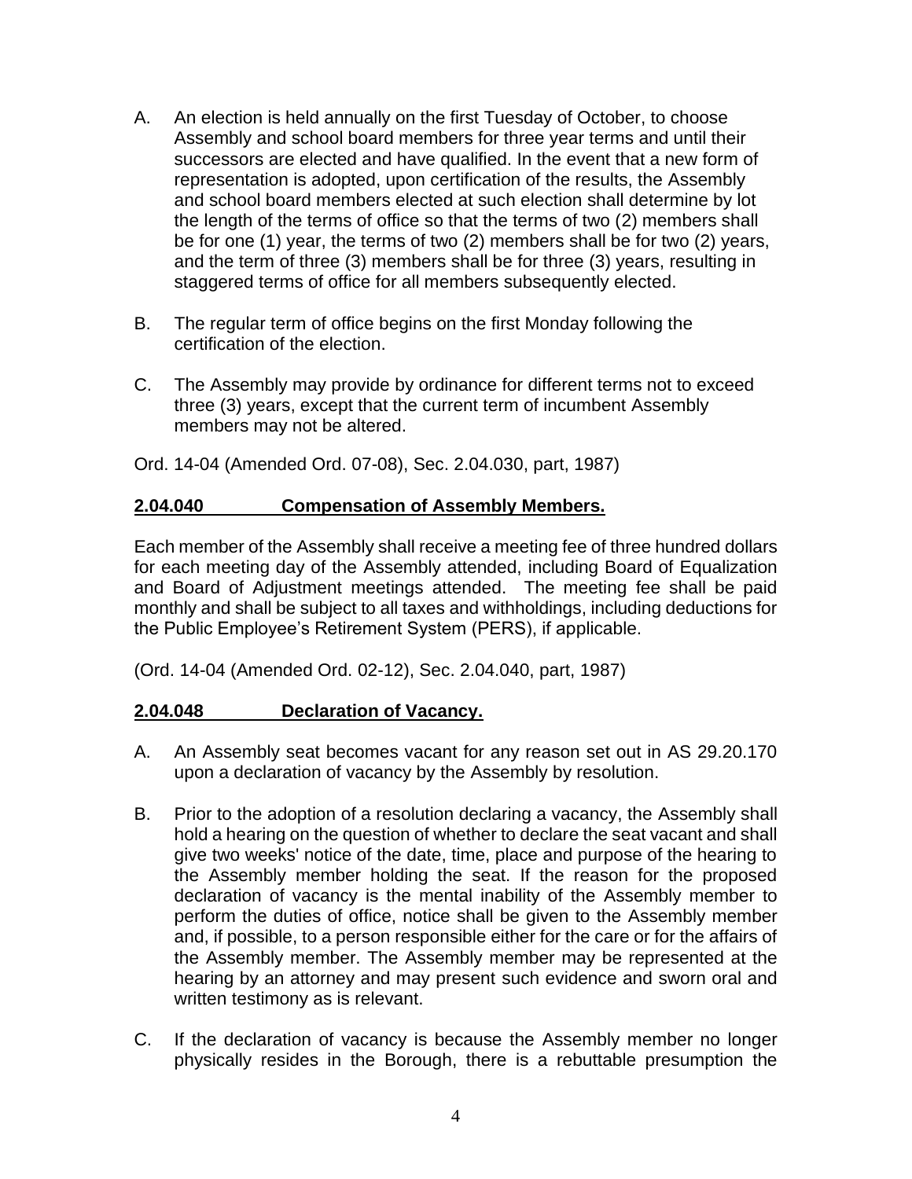A. An election is held annually on the first Tuesday of October, to choose Assembly and school board members for three year terms and until their successors are elected and have qualified. In the event that a new form of representation is adopted, upon certification of the results, the Assembly and school board members elected at such election shall determine by lot the length of the terms of office so that the terms of two (2) members shall be for one (1) year, the terms of two (2) members shall be for two (2) years, and the term of three (3) members shall be for three (3) years, resulting in staggered terms of office for all members subsequently elected.

B. The regular term of office begins on the first Monday following the certification of the election.

C. The Assembly may provide by ordinance for different terms not to exceed three (3) years, except that the current term of incumbent Assembly members may not be altered.

Ord. 14-04 (Amended Ord. 07-08), Sec. 2.04.030, part, 1987)

## 2.04.040 Compensation of Assembly Members.

Each member of the Assembly shall receive a meeting fee of three hundred dollars for each meeting day of the Assembly attended, including Board of Equalization and Board of Adjustment meetings attended. The meeting fee shall be paid monthly and shall be subject to all taxes and withholdings, including deductions for the Public Employee's Retirement System (PERS), if applicable.

(Ord. 14-04 (Amended Ord. 02-12), Sec. 2.04.040, part, 1987)

## 2.04.048 Declaration of Vacancy.

A. An Assembly seat becomes vacant for any reason set out in AS 29.20.170 upon a declaration of vacancy by the Assembly by resolution.

B. Prior to the adoption of a resolution declaring a vacancy, the Assembly shall hold a hearing on the question of whether to declare the seat vacant and shall give two weeks' notice of the date, time, place and purpose of the hearing to the Assembly member holding the seat. If the reason for the proposed declaration of vacancy is the mental inability of the Assembly member to perform the duties of office, notice shall be given to the Assembly member and, if possible, to a person responsible either for the care or for the affairs of the Assembly member. The Assembly member may be represented at the hearing by an attorney and may present such evidence and sworn oral and written testimony as is relevant.

C. If the declaration of vacancy is because the Assembly member no longer physically resides in the Borough, there is a rebuttable presumption the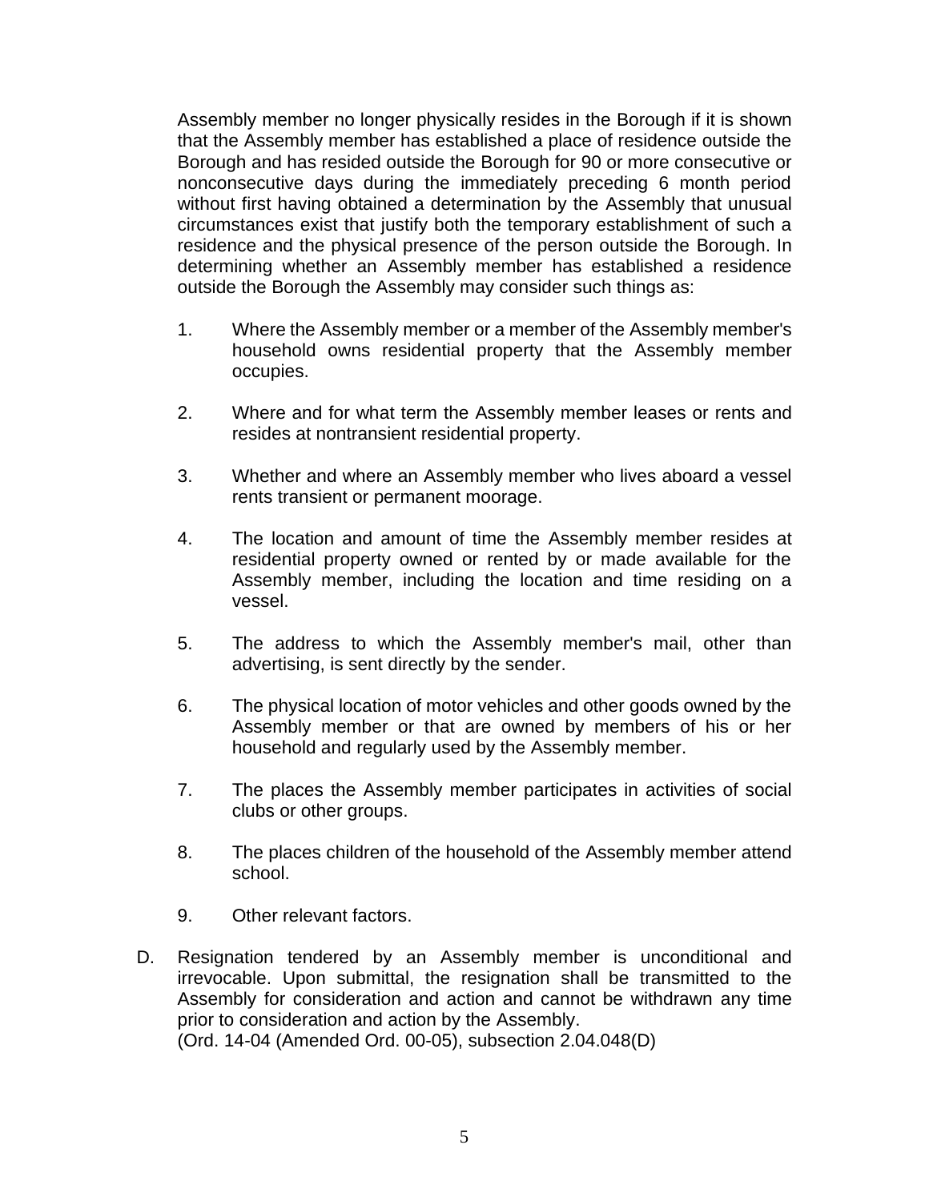Assembly member no longer physically resides in the Borough if it is shown that the Assembly member has established a place of residence outside the Borough and has resided outside the Borough for 90 or more consecutive or nonconsecutive days during the immediately preceding 6 month period without first having obtained a determination by the Assembly that unusual circumstances exist that justify both the temporary establishment of such a residence and the physical presence of the person outside the Borough. In determining whether an Assembly member has established a residence outside the Borough the Assembly may consider such things as:

1. Where the Assembly member or a member of the Assembly member's household owns residential property that the Assembly member occupies.

2. Where and for what term the Assembly member leases or rents and resides at nontransient residential property.

3. Whether and where an Assembly member who lives aboard a vessel rents transient or permanent moorage.

4. The location and amount of time the Assembly member resides at residential property owned or rented by or made available for the Assembly member, including the location and time residing on a vessel.

5. The address to which the Assembly member's mail, other than advertising, is sent directly by the sender.

6. The physical location of motor vehicles and other goods owned by the Assembly member or that are owned by members of his or her household and regularly used by the Assembly member.

7. The places the Assembly member participates in activities of social clubs or other groups.

8. The places children of the household of the Assembly member attend school.

9. Other relevant factors.

D. Resignation tendered by an Assembly member is unconditional and irrevocable. Upon submittal, the resignation shall be transmitted to the Assembly for consideration and action and cannot be withdrawn any time prior to consideration and action by the Assembly.
(Ord. 14-04 (Amended Ord. 00-05), subsection 2.04.048(D)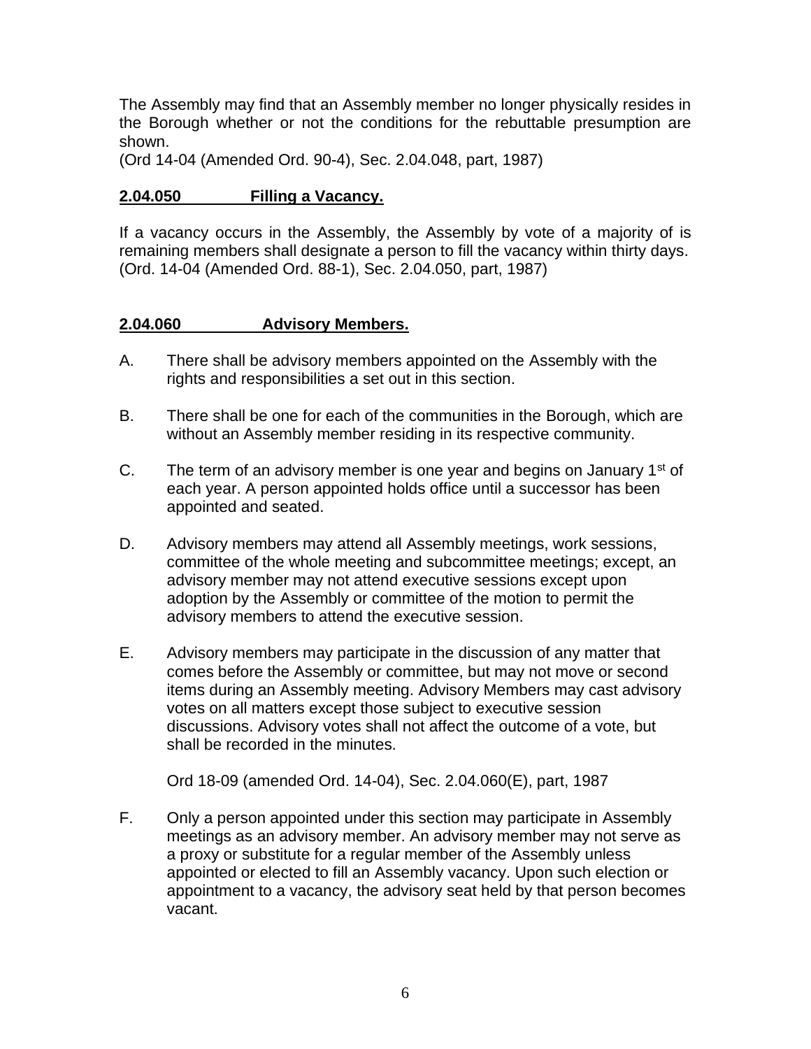The Assembly may find that an Assembly member no longer physically resides in the Borough whether or not the conditions for the rebuttable presumption are shown.
(Ord 14-04 (Amended Ord. 90-4), Sec. 2.04.048, part, 1987)

**2.04.050 Filling a Vacancy.**

If a vacancy occurs in the Assembly, the Assembly by vote of a majority of is remaining members shall designate a person to fill the vacancy within thirty days.
(Ord. 14-04 (Amended Ord. 88-1), Sec. 2.04.050, part, 1987)

**2.04.060 Advisory Members.**

A. There shall be advisory members appointed on the Assembly with the rights and responsibilities a set out in this section.

B. There shall be one for each of the communities in the Borough, which are without an Assembly member residing in its respective community.

C. The term of an advisory member is one year and begins on January 1st of each year. A person appointed holds office until a successor has been appointed and seated.

D. Advisory members may attend all Assembly meetings, work sessions, committee of the whole meeting and subcommittee meetings; except, an advisory member may not attend executive sessions except upon adoption by the Assembly or committee of the motion to permit the advisory members to attend the executive session.

E. Advisory members may participate in the discussion of any matter that comes before the Assembly or committee, but may not move or second items during an Assembly meeting. Advisory Members may cast advisory votes on all matters except those subject to executive session discussions. Advisory votes shall not affect the outcome of a vote, but shall be recorded in the minutes.

Ord 18-09 (amended Ord. 14-04), Sec. 2.04.060(E), part, 1987

F. Only a person appointed under this section may participate in Assembly meetings as an advisory member. An advisory member may not serve as a proxy or substitute for a regular member of the Assembly unless appointed or elected to fill an Assembly vacancy. Upon such election or appointment to a vacancy, the advisory seat held by that person becomes vacant.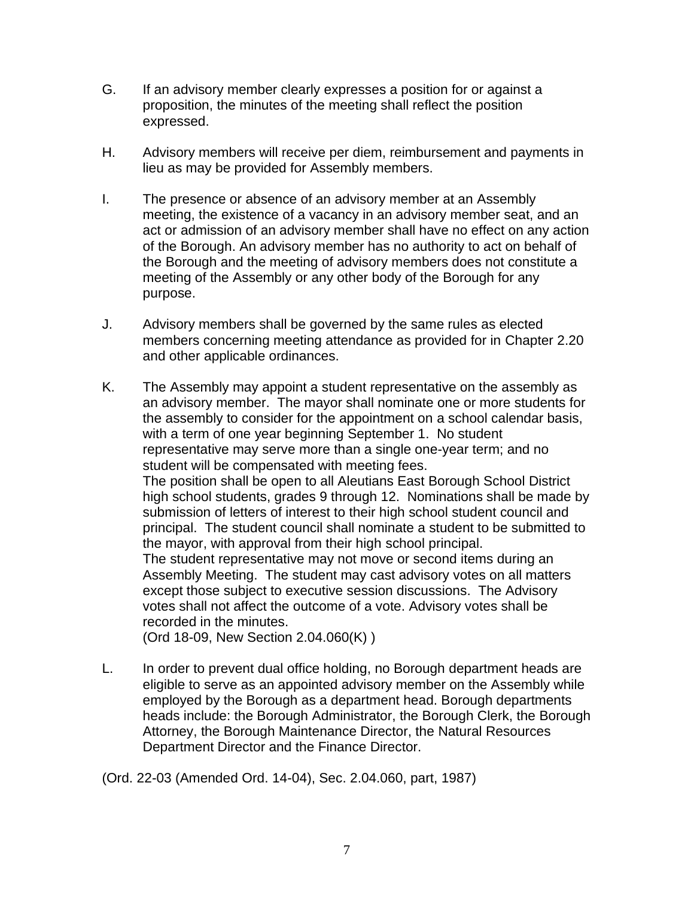G. If an advisory member clearly expresses a position for or against a proposition, the minutes of the meeting shall reflect the position expressed.

H. Advisory members will receive per diem, reimbursement and payments in lieu as may be provided for Assembly members.

I. The presence or absence of an advisory member at an Assembly meeting, the existence of a vacancy in an advisory member seat, and an act or admission of an advisory member shall have no effect on any action of the Borough. An advisory member has no authority to act on behalf of the Borough and the meeting of advisory members does not constitute a meeting of the Assembly or any other body of the Borough for any purpose.

J. Advisory members shall be governed by the same rules as elected members concerning meeting attendance as provided for in Chapter 2.20 and other applicable ordinances.

K. The Assembly may appoint a student representative on the assembly as an advisory member. The mayor shall nominate one or more students for the assembly to consider for the appointment on a school calendar basis, with a term of one year beginning September 1. No student representative may serve more than a single one-year term; and no student will be compensated with meeting fees.
The position shall be open to all Aleutians East Borough School District high school students, grades 9 through 12. Nominations shall be made by submission of letters of interest to their high school student council and principal. The student council shall nominate a student to be submitted to the mayor, with approval from their high school principal.
The student representative may not move or second items during an Assembly Meeting. The student may cast advisory votes on all matters except those subject to executive session discussions. The Advisory votes shall not affect the outcome of a vote. Advisory votes shall be recorded in the minutes.
(Ord 18-09, New Section 2.04.060(K) )

L. In order to prevent dual office holding, no Borough department heads are eligible to serve as an appointed advisory member on the Assembly while employed by the Borough as a department head. Borough departments heads include: the Borough Administrator, the Borough Clerk, the Borough Attorney, the Borough Maintenance Director, the Natural Resources Department Director and the Finance Director.

(Ord. 22-03 (Amended Ord. 14-04), Sec. 2.04.060, part, 1987)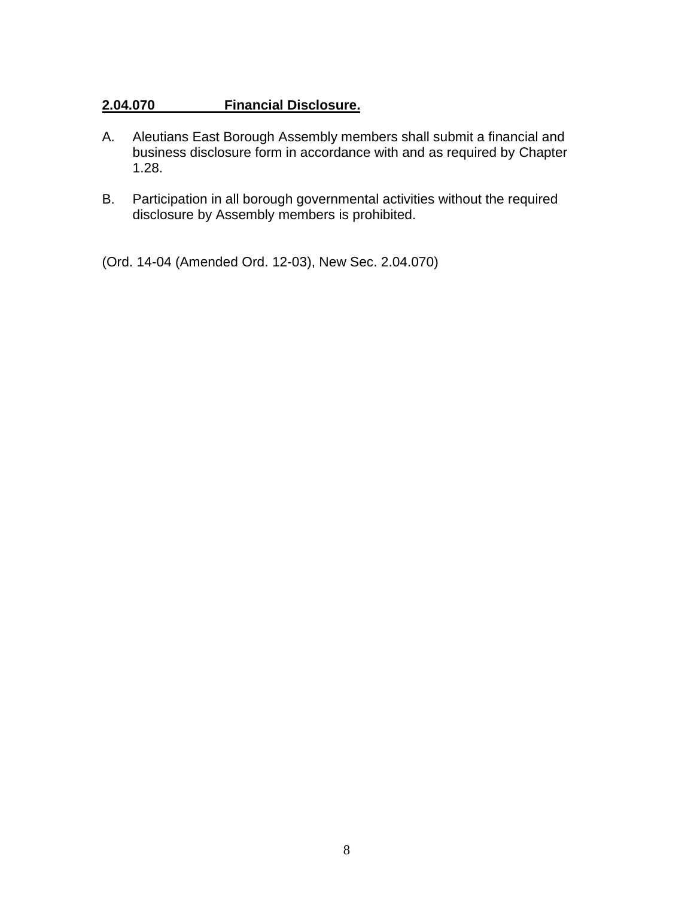**2.04.070 Financial Disclosure.**

A. Aleutians East Borough Assembly members shall submit a financial and business disclosure form in accordance with and as required by Chapter 1.28.

B. Participation in all borough governmental activities without the required disclosure by Assembly members is prohibited.

(Ord. 14-04 (Amended Ord. 12-03), New Sec. 2.04.070)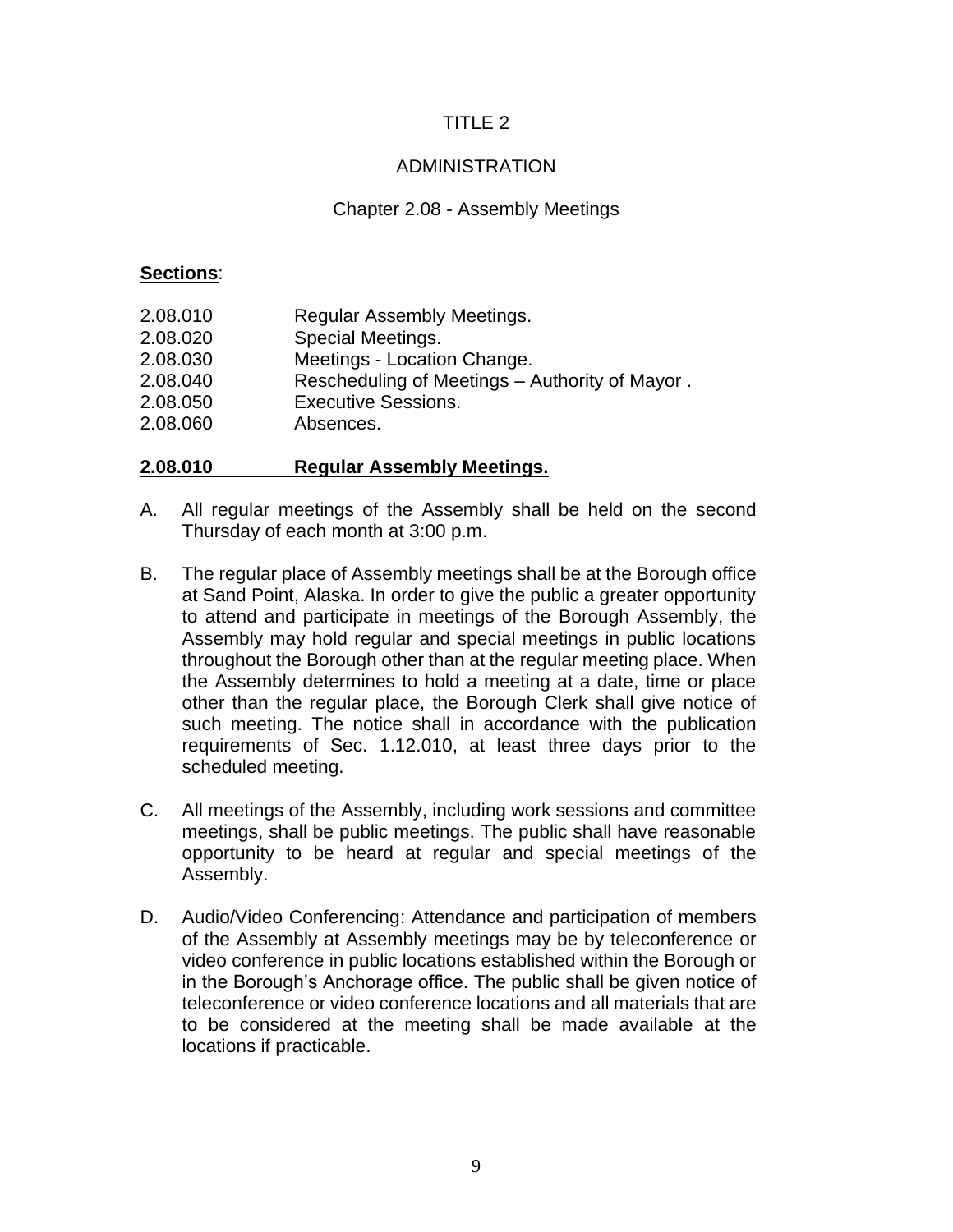# TITLE 2

# ADMINISTRATION

## Chapter 2.08 - Assembly Meetings

**Sections**:

| | |
|---|---|
| 2.08.010 | Regular Assembly Meetings. |
| 2.08.020 | Special Meetings. |
| 2.08.030 | Meetings - Location Change. |
| 2.08.040 | Rescheduling of Meetings – Authority of Mayor . |
| 2.08.050 | Executive Sessions. |
| 2.08.060 | Absences. |

### 2.08.010 Regular Assembly Meetings.

A. All regular meetings of the Assembly shall be held on the second Thursday of each month at 3:00 p.m.

B. The regular place of Assembly meetings shall be at the Borough office at Sand Point, Alaska. In order to give the public a greater opportunity to attend and participate in meetings of the Borough Assembly, the Assembly may hold regular and special meetings in public locations throughout the Borough other than at the regular meeting place. When the Assembly determines to hold a meeting at a date, time or place other than the regular place, the Borough Clerk shall give notice of such meeting. The notice shall in accordance with the publication requirements of Sec. 1.12.010, at least three days prior to the scheduled meeting.

C. All meetings of the Assembly, including work sessions and committee meetings, shall be public meetings. The public shall have reasonable opportunity to be heard at regular and special meetings of the Assembly.

D. Audio/Video Conferencing: Attendance and participation of members of the Assembly at Assembly meetings may be by teleconference or video conference in public locations established within the Borough or in the Borough's Anchorage office. The public shall be given notice of teleconference or video conference locations and all materials that are to be considered at the meeting shall be made available at the locations if practicable.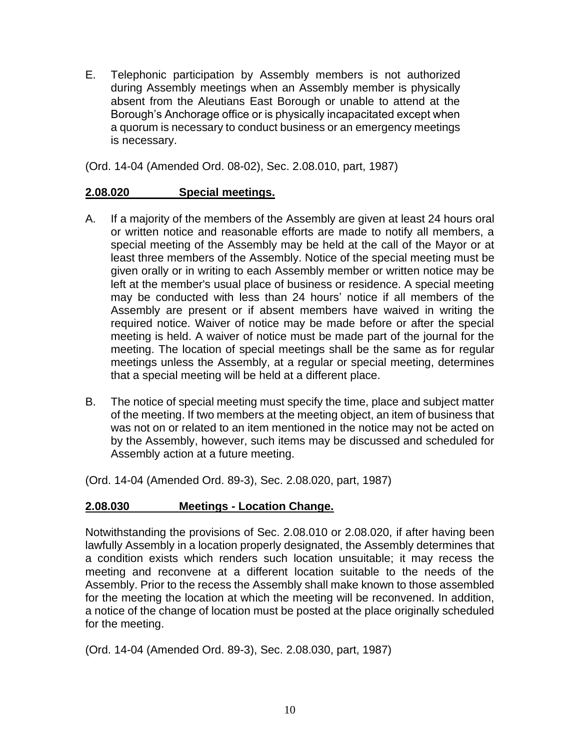E. Telephonic participation by Assembly members is not authorized during Assembly meetings when an Assembly member is physically absent from the Aleutians East Borough or unable to attend at the Borough's Anchorage office or is physically incapacitated except when a quorum is necessary to conduct business or an emergency meetings is necessary.

(Ord. 14-04 (Amended Ord. 08-02), Sec. 2.08.010, part, 1987)

**2.08.020 Special meetings.**

A. If a majority of the members of the Assembly are given at least 24 hours oral or written notice and reasonable efforts are made to notify all members, a special meeting of the Assembly may be held at the call of the Mayor or at least three members of the Assembly. Notice of the special meeting must be given orally or in writing to each Assembly member or written notice may be left at the member's usual place of business or residence. A special meeting may be conducted with less than 24 hours' notice if all members of the Assembly are present or if absent members have waived in writing the required notice. Waiver of notice may be made before or after the special meeting is held. A waiver of notice must be made part of the journal for the meeting. The location of special meetings shall be the same as for regular meetings unless the Assembly, at a regular or special meeting, determines that a special meeting will be held at a different place.

B. The notice of special meeting must specify the time, place and subject matter of the meeting. If two members at the meeting object, an item of business that was not on or related to an item mentioned in the notice may not be acted on by the Assembly, however, such items may be discussed and scheduled for Assembly action at a future meeting.

(Ord. 14-04 (Amended Ord. 89-3), Sec. 2.08.020, part, 1987)

**2.08.030 Meetings - Location Change.**

Notwithstanding the provisions of Sec. 2.08.010 or 2.08.020, if after having been lawfully Assembly in a location properly designated, the Assembly determines that a condition exists which renders such location unsuitable; it may recess the meeting and reconvene at a different location suitable to the needs of the Assembly. Prior to the recess the Assembly shall make known to those assembled for the meeting the location at which the meeting will be reconvened. In addition, a notice of the change of location must be posted at the place originally scheduled for the meeting.

(Ord. 14-04 (Amended Ord. 89-3), Sec. 2.08.030, part, 1987)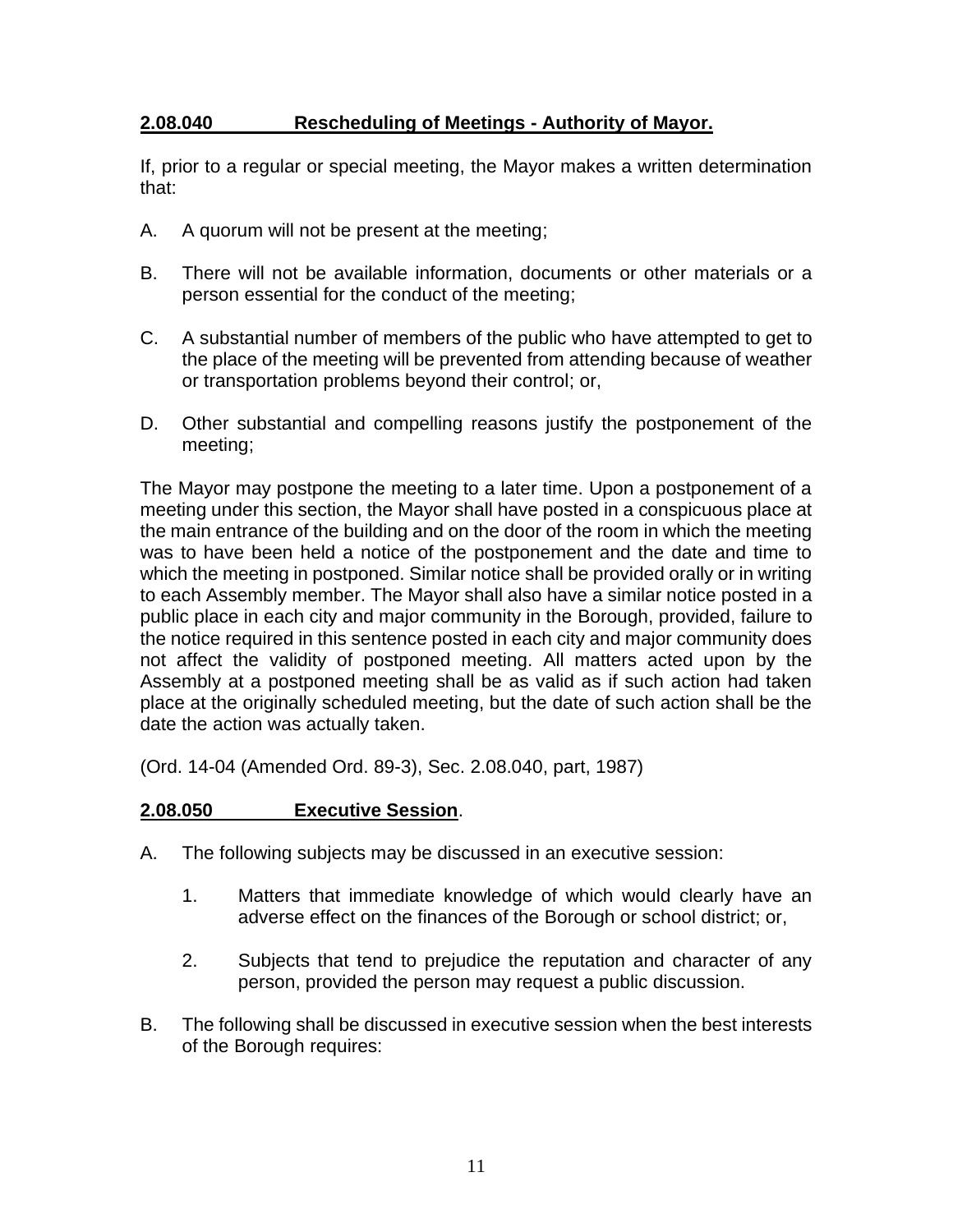**2.08.040 Rescheduling of Meetings - Authority of Mayor.**

If, prior to a regular or special meeting, the Mayor makes a written determination that:

A. A quorum will not be present at the meeting;

B. There will not be available information, documents or other materials or a person essential for the conduct of the meeting;

C. A substantial number of members of the public who have attempted to get to the place of the meeting will be prevented from attending because of weather or transportation problems beyond their control; or,

D. Other substantial and compelling reasons justify the postponement of the meeting;

The Mayor may postpone the meeting to a later time. Upon a postponement of a meeting under this section, the Mayor shall have posted in a conspicuous place at the main entrance of the building and on the door of the room in which the meeting was to have been held a notice of the postponement and the date and time to which the meeting in postponed. Similar notice shall be provided orally or in writing to each Assembly member. The Mayor shall also have a similar notice posted in a public place in each city and major community in the Borough, provided, failure to the notice required in this sentence posted in each city and major community does not affect the validity of postponed meeting. All matters acted upon by the Assembly at a postponed meeting shall be as valid as if such action had taken place at the originally scheduled meeting, but the date of such action shall be the date the action was actually taken.

(Ord. 14-04 (Amended Ord. 89-3), Sec. 2.08.040, part, 1987)

**2.08.050 Executive Session**.

A. The following subjects may be discussed in an executive session:

   1. Matters that immediate knowledge of which would clearly have an adverse effect on the finances of the Borough or school district; or,

   2. Subjects that tend to prejudice the reputation and character of any person, provided the person may request a public discussion.

B. The following shall be discussed in executive session when the best interests of the Borough requires: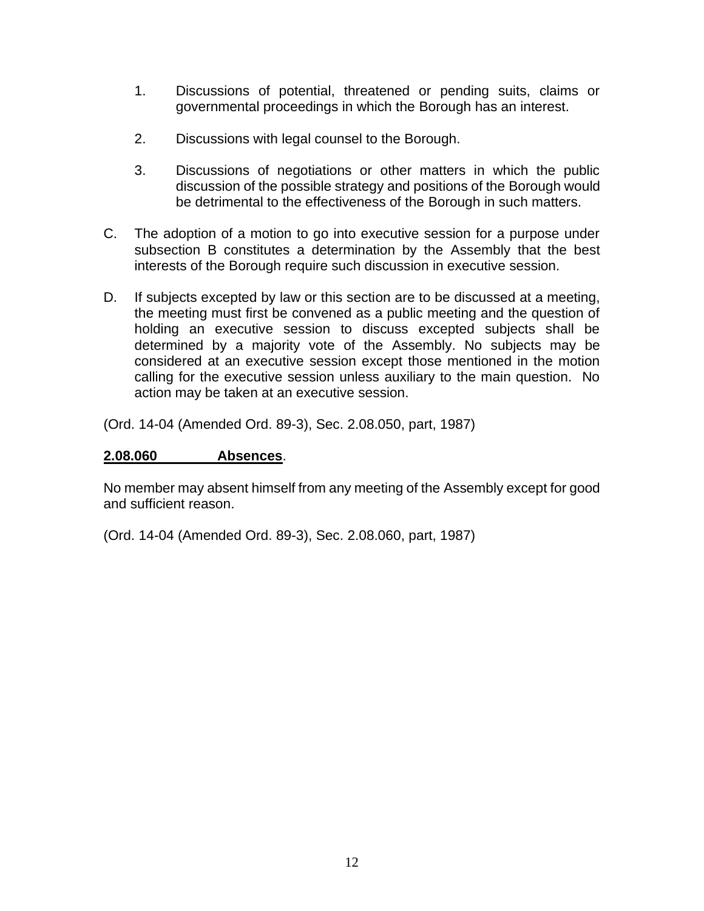1. Discussions of potential, threatened or pending suits, claims or governmental proceedings in which the Borough has an interest.

2. Discussions with legal counsel to the Borough.

3. Discussions of negotiations or other matters in which the public discussion of the possible strategy and positions of the Borough would be detrimental to the effectiveness of the Borough in such matters.

C. The adoption of a motion to go into executive session for a purpose under subsection B constitutes a determination by the Assembly that the best interests of the Borough require such discussion in executive session.

D. If subjects excepted by law or this section are to be discussed at a meeting, the meeting must first be convened as a public meeting and the question of holding an executive session to discuss excepted subjects shall be determined by a majority vote of the Assembly. No subjects may be considered at an executive session except those mentioned in the motion calling for the executive session unless auxiliary to the main question. No action may be taken at an executive session.

(Ord. 14-04 (Amended Ord. 89-3), Sec. 2.08.050, part, 1987)

**2.08.060 Absences**.

No member may absent himself from any meeting of the Assembly except for good and sufficient reason.

(Ord. 14-04 (Amended Ord. 89-3), Sec. 2.08.060, part, 1987)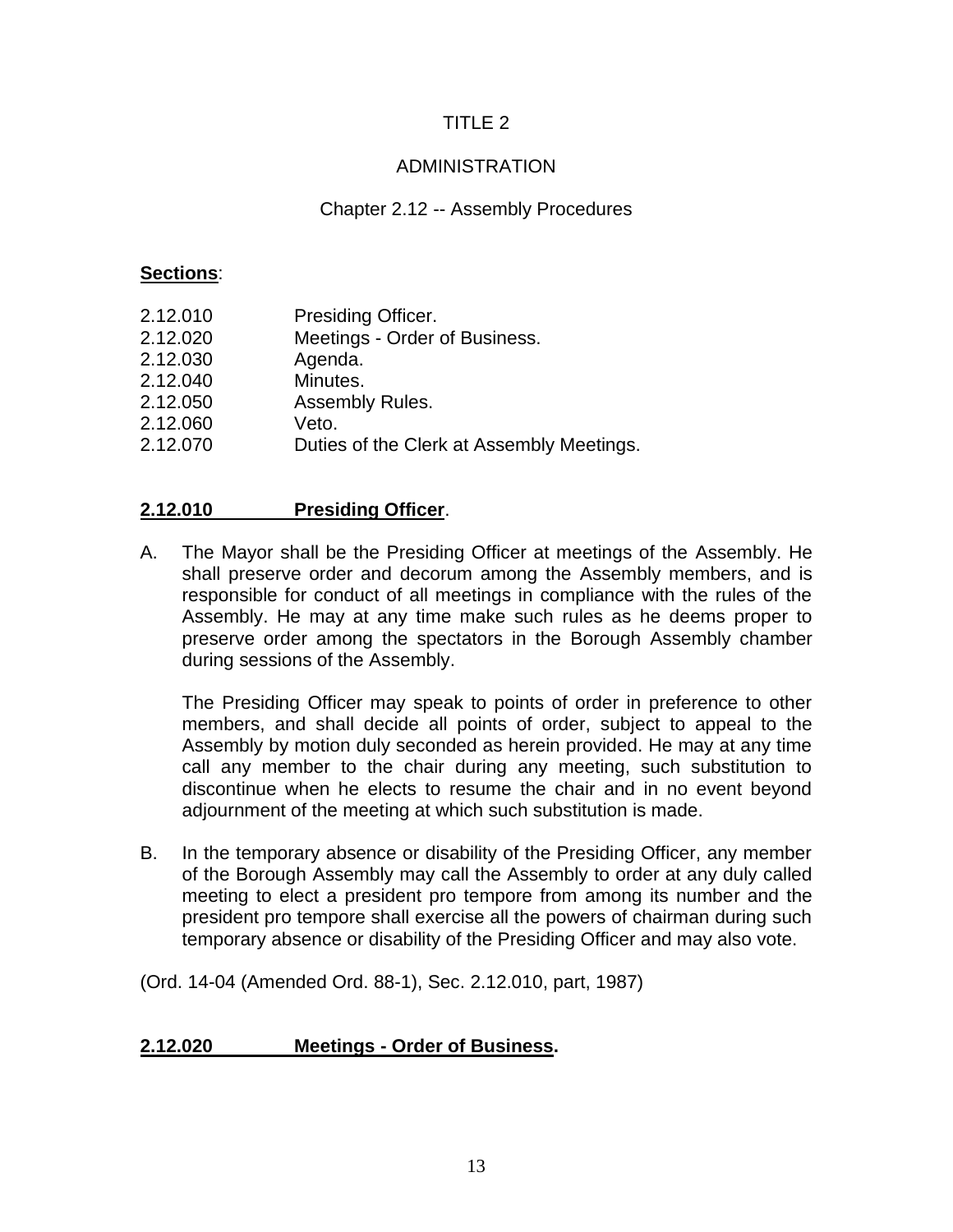# TITLE 2

## ADMINISTRATION

### Chapter 2.12 -- Assembly Procedures

**Sections**:

| | |
|---|---|
| 2.12.010 | Presiding Officer. |
| 2.12.020 | Meetings - Order of Business. |
| 2.12.030 | Agenda. |
| 2.12.040 | Minutes. |
| 2.12.050 | Assembly Rules. |
| 2.12.060 | Veto. |
| 2.12.070 | Duties of the Clerk at Assembly Meetings. |

**2.12.010 Presiding Officer**.

A. The Mayor shall be the Presiding Officer at meetings of the Assembly. He shall preserve order and decorum among the Assembly members, and is responsible for conduct of all meetings in compliance with the rules of the Assembly. He may at any time make such rules as he deems proper to preserve order among the spectators in the Borough Assembly chamber during sessions of the Assembly.

   The Presiding Officer may speak to points of order in preference to other members, and shall decide all points of order, subject to appeal to the Assembly by motion duly seconded as herein provided. He may at any time call any member to the chair during any meeting, such substitution to discontinue when he elects to resume the chair and in no event beyond adjournment of the meeting at which such substitution is made.

B. In the temporary absence or disability of the Presiding Officer, any member of the Borough Assembly may call the Assembly to order at any duly called meeting to elect a president pro tempore from among its number and the president pro tempore shall exercise all the powers of chairman during such temporary absence or disability of the Presiding Officer and may also vote.

(Ord. 14-04 (Amended Ord. 88-1), Sec. 2.12.010, part, 1987)

**2.12.020 Meetings - Order of Business.**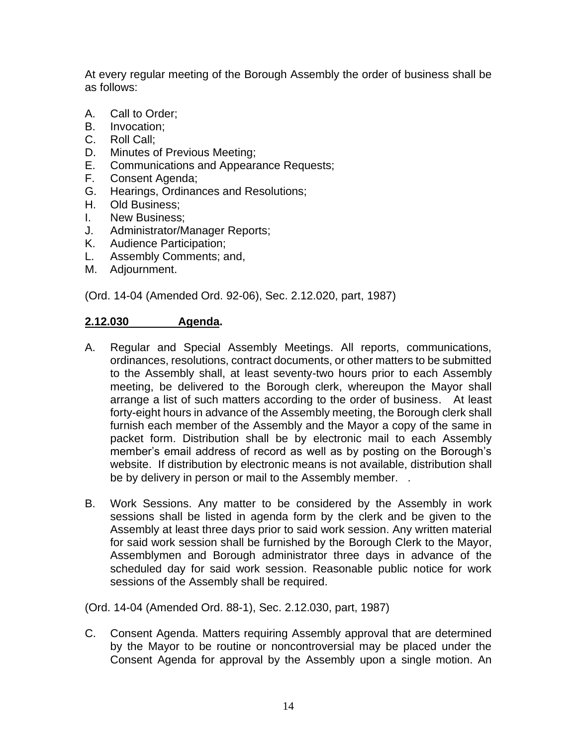At every regular meeting of the Borough Assembly the order of business shall be as follows:

A. Call to Order;
B. Invocation;
C. Roll Call;
D. Minutes of Previous Meeting;
E. Communications and Appearance Requests;
F. Consent Agenda;
G. Hearings, Ordinances and Resolutions;
H. Old Business;
I. New Business;
J. Administrator/Manager Reports;
K. Audience Participation;
L. Assembly Comments; and,
M. Adjournment.

(Ord. 14-04 (Amended Ord. 92-06), Sec. 2.12.020, part, 1987)

**2.12.030 Agenda.**

A. Regular and Special Assembly Meetings. All reports, communications, ordinances, resolutions, contract documents, or other matters to be submitted to the Assembly shall, at least seventy-two hours prior to each Assembly meeting, be delivered to the Borough clerk, whereupon the Mayor shall arrange a list of such matters according to the order of business. At least forty-eight hours in advance of the Assembly meeting, the Borough clerk shall furnish each member of the Assembly and the Mayor a copy of the same in packet form. Distribution shall be by electronic mail to each Assembly member's email address of record as well as by posting on the Borough's website. If distribution by electronic means is not available, distribution shall be by delivery in person or mail to the Assembly member. .

B. Work Sessions. Any matter to be considered by the Assembly in work sessions shall be listed in agenda form by the clerk and be given to the Assembly at least three days prior to said work session. Any written material for said work session shall be furnished by the Borough Clerk to the Mayor, Assemblymen and Borough administrator three days in advance of the scheduled day for said work session. Reasonable public notice for work sessions of the Assembly shall be required.

(Ord. 14-04 (Amended Ord. 88-1), Sec. 2.12.030, part, 1987)

C. Consent Agenda. Matters requiring Assembly approval that are determined by the Mayor to be routine or noncontroversial may be placed under the Consent Agenda for approval by the Assembly upon a single motion. An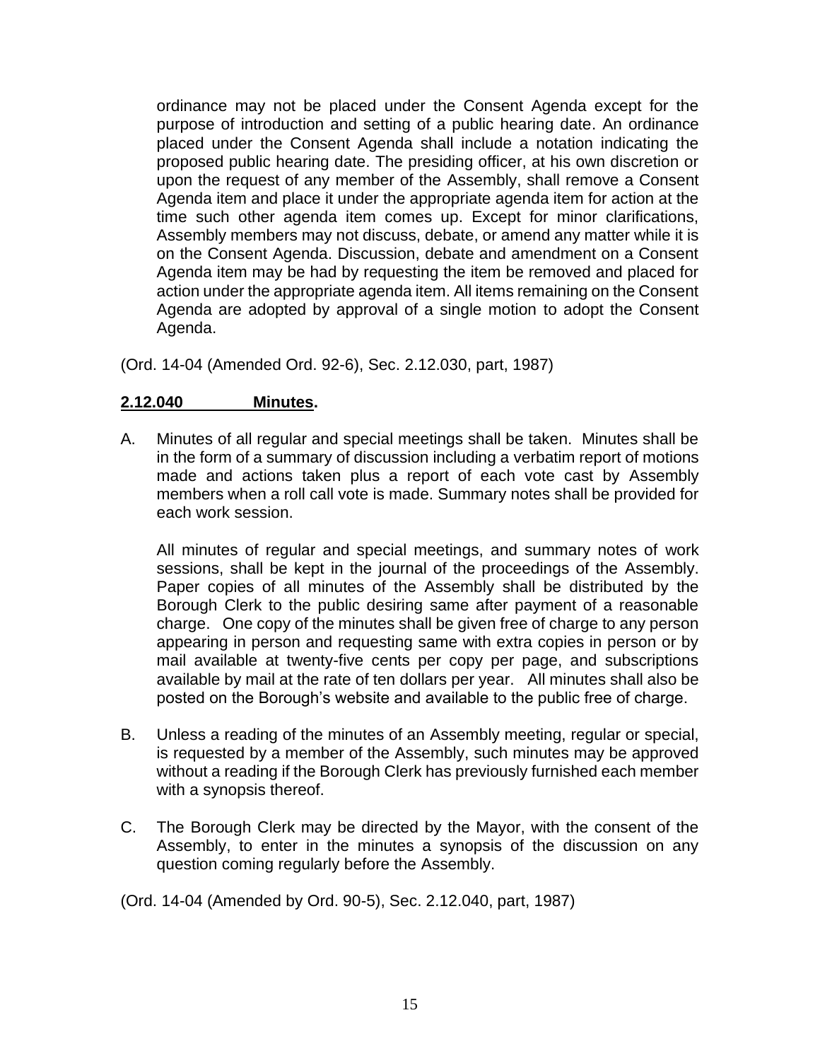ordinance may not be placed under the Consent Agenda except for the purpose of introduction and setting of a public hearing date. An ordinance placed under the Consent Agenda shall include a notation indicating the proposed public hearing date. The presiding officer, at his own discretion or upon the request of any member of the Assembly, shall remove a Consent Agenda item and place it under the appropriate agenda item for action at the time such other agenda item comes up. Except for minor clarifications, Assembly members may not discuss, debate, or amend any matter while it is on the Consent Agenda. Discussion, debate and amendment on a Consent Agenda item may be had by requesting the item be removed and placed for action under the appropriate agenda item. All items remaining on the Consent Agenda are adopted by approval of a single motion to adopt the Consent Agenda.

(Ord. 14-04 (Amended Ord. 92-6), Sec. 2.12.030, part, 1987)

**2.12.040 Minutes.**

A. Minutes of all regular and special meetings shall be taken. Minutes shall be in the form of a summary of discussion including a verbatim report of motions made and actions taken plus a report of each vote cast by Assembly members when a roll call vote is made. Summary notes shall be provided for each work session.

   All minutes of regular and special meetings, and summary notes of work sessions, shall be kept in the journal of the proceedings of the Assembly. Paper copies of all minutes of the Assembly shall be distributed by the Borough Clerk to the public desiring same after payment of a reasonable charge. One copy of the minutes shall be given free of charge to any person appearing in person and requesting same with extra copies in person or by mail available at twenty-five cents per copy per page, and subscriptions available by mail at the rate of ten dollars per year. All minutes shall also be posted on the Borough's website and available to the public free of charge.

B. Unless a reading of the minutes of an Assembly meeting, regular or special, is requested by a member of the Assembly, such minutes may be approved without a reading if the Borough Clerk has previously furnished each member with a synopsis thereof.

C. The Borough Clerk may be directed by the Mayor, with the consent of the Assembly, to enter in the minutes a synopsis of the discussion on any question coming regularly before the Assembly.

(Ord. 14-04 (Amended by Ord. 90-5), Sec. 2.12.040, part, 1987)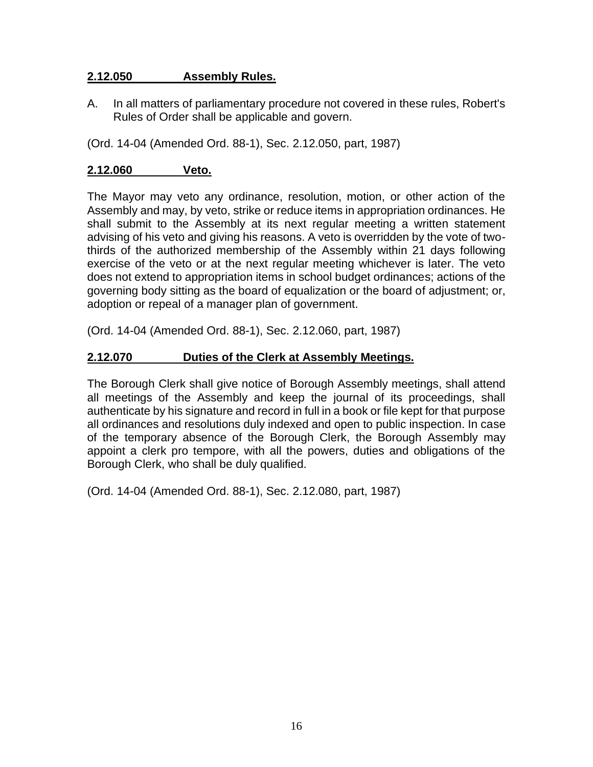## 2.12.050 Assembly Rules.

A. In all matters of parliamentary procedure not covered in these rules, Robert's Rules of Order shall be applicable and govern.

(Ord. 14-04 (Amended Ord. 88-1), Sec. 2.12.050, part, 1987)

## 2.12.060 Veto.

The Mayor may veto any ordinance, resolution, motion, or other action of the Assembly and may, by veto, strike or reduce items in appropriation ordinances. He shall submit to the Assembly at its next regular meeting a written statement advising of his veto and giving his reasons. A veto is overridden by the vote of two-thirds of the authorized membership of the Assembly within 21 days following exercise of the veto or at the next regular meeting whichever is later. The veto does not extend to appropriation items in school budget ordinances; actions of the governing body sitting as the board of equalization or the board of adjustment; or, adoption or repeal of a manager plan of government.

(Ord. 14-04 (Amended Ord. 88-1), Sec. 2.12.060, part, 1987)

## 2.12.070 Duties of the Clerk at Assembly Meetings.

The Borough Clerk shall give notice of Borough Assembly meetings, shall attend all meetings of the Assembly and keep the journal of its proceedings, shall authenticate by his signature and record in full in a book or file kept for that purpose all ordinances and resolutions duly indexed and open to public inspection. In case of the temporary absence of the Borough Clerk, the Borough Assembly may appoint a clerk pro tempore, with all the powers, duties and obligations of the Borough Clerk, who shall be duly qualified.

(Ord. 14-04 (Amended Ord. 88-1), Sec. 2.12.080, part, 1987)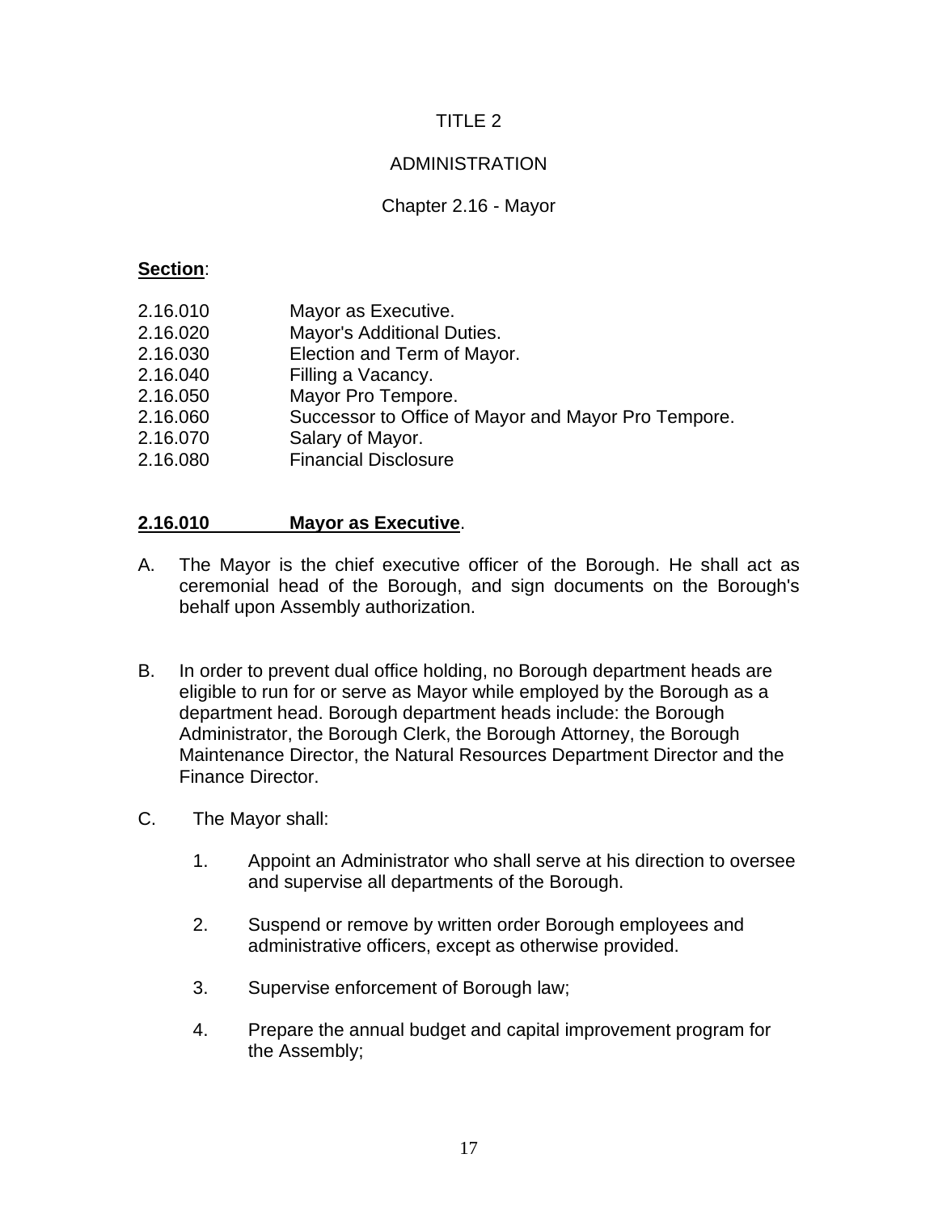# TITLE 2

## ADMINISTRATION

### Chapter 2.16 - Mayor

**Section**:

| | |
|---|---|
| 2.16.010 | Mayor as Executive. |
| 2.16.020 | Mayor's Additional Duties. |
| 2.16.030 | Election and Term of Mayor. |
| 2.16.040 | Filling a Vacancy. |
| 2.16.050 | Mayor Pro Tempore. |
| 2.16.060 | Successor to Office of Mayor and Mayor Pro Tempore. |
| 2.16.070 | Salary of Mayor. |
| 2.16.080 | Financial Disclosure |

**2.16.010 Mayor as Executive**.

A. The Mayor is the chief executive officer of the Borough. He shall act as ceremonial head of the Borough, and sign documents on the Borough's behalf upon Assembly authorization.

B. In order to prevent dual office holding, no Borough department heads are eligible to run for or serve as Mayor while employed by the Borough as a department head. Borough department heads include: the Borough Administrator, the Borough Clerk, the Borough Attorney, the Borough Maintenance Director, the Natural Resources Department Director and the Finance Director.

C. The Mayor shall:

1. Appoint an Administrator who shall serve at his direction to oversee and supervise all departments of the Borough.

2. Suspend or remove by written order Borough employees and administrative officers, except as otherwise provided.

3. Supervise enforcement of Borough law;

4. Prepare the annual budget and capital improvement program for the Assembly;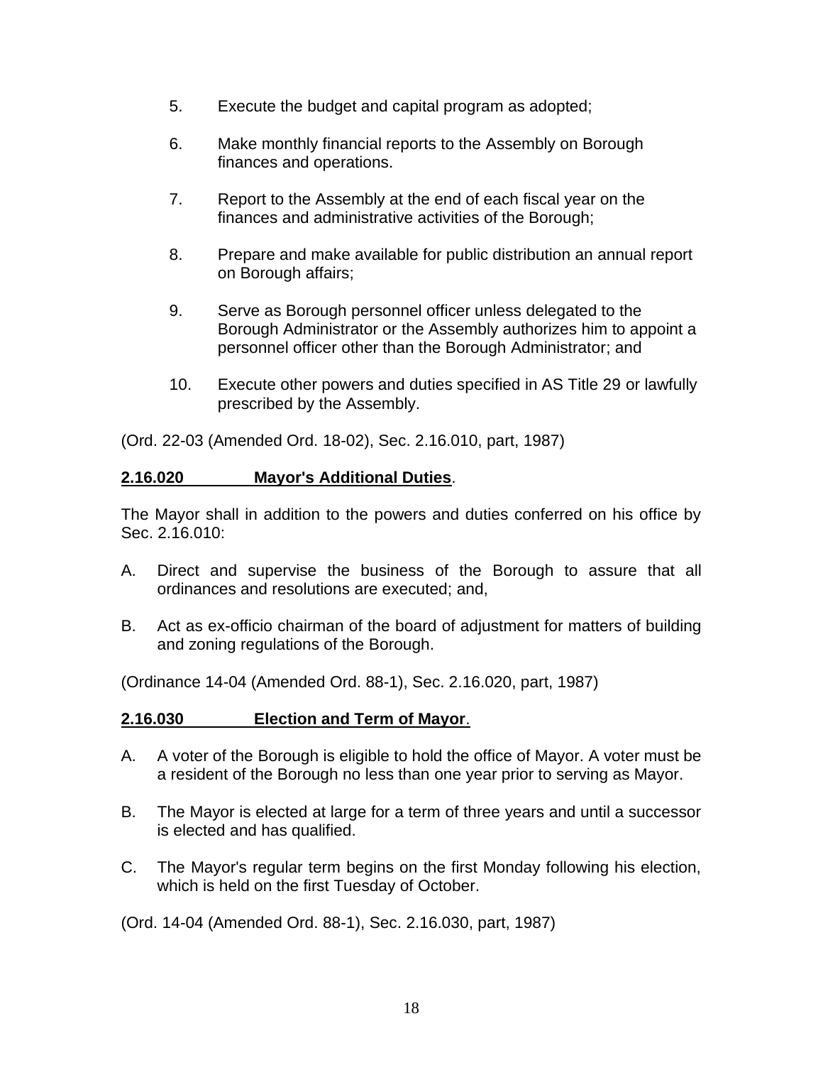5. Execute the budget and capital program as adopted;

6. Make monthly financial reports to the Assembly on Borough finances and operations.

7. Report to the Assembly at the end of each fiscal year on the finances and administrative activities of the Borough;

8. Prepare and make available for public distribution an annual report on Borough affairs;

9. Serve as Borough personnel officer unless delegated to the Borough Administrator or the Assembly authorizes him to appoint a personnel officer other than the Borough Administrator; and

10. Execute other powers and duties specified in AS Title 29 or lawfully prescribed by the Assembly.

(Ord. 22-03 (Amended Ord. 18-02), Sec. 2.16.010, part, 1987)

**2.16.020 Mayor's Additional Duties**.

The Mayor shall in addition to the powers and duties conferred on his office by Sec. 2.16.010:

A. Direct and supervise the business of the Borough to assure that all ordinances and resolutions are executed; and,

B. Act as ex-officio chairman of the board of adjustment for matters of building and zoning regulations of the Borough.

(Ordinance 14-04 (Amended Ord. 88-1), Sec. 2.16.020, part, 1987)

**2.16.030 Election and Term of Mayor**.

A. A voter of the Borough is eligible to hold the office of Mayor. A voter must be a resident of the Borough no less than one year prior to serving as Mayor.

B. The Mayor is elected at large for a term of three years and until a successor is elected and has qualified.

C. The Mayor's regular term begins on the first Monday following his election, which is held on the first Tuesday of October.

(Ord. 14-04 (Amended Ord. 88-1), Sec. 2.16.030, part, 1987)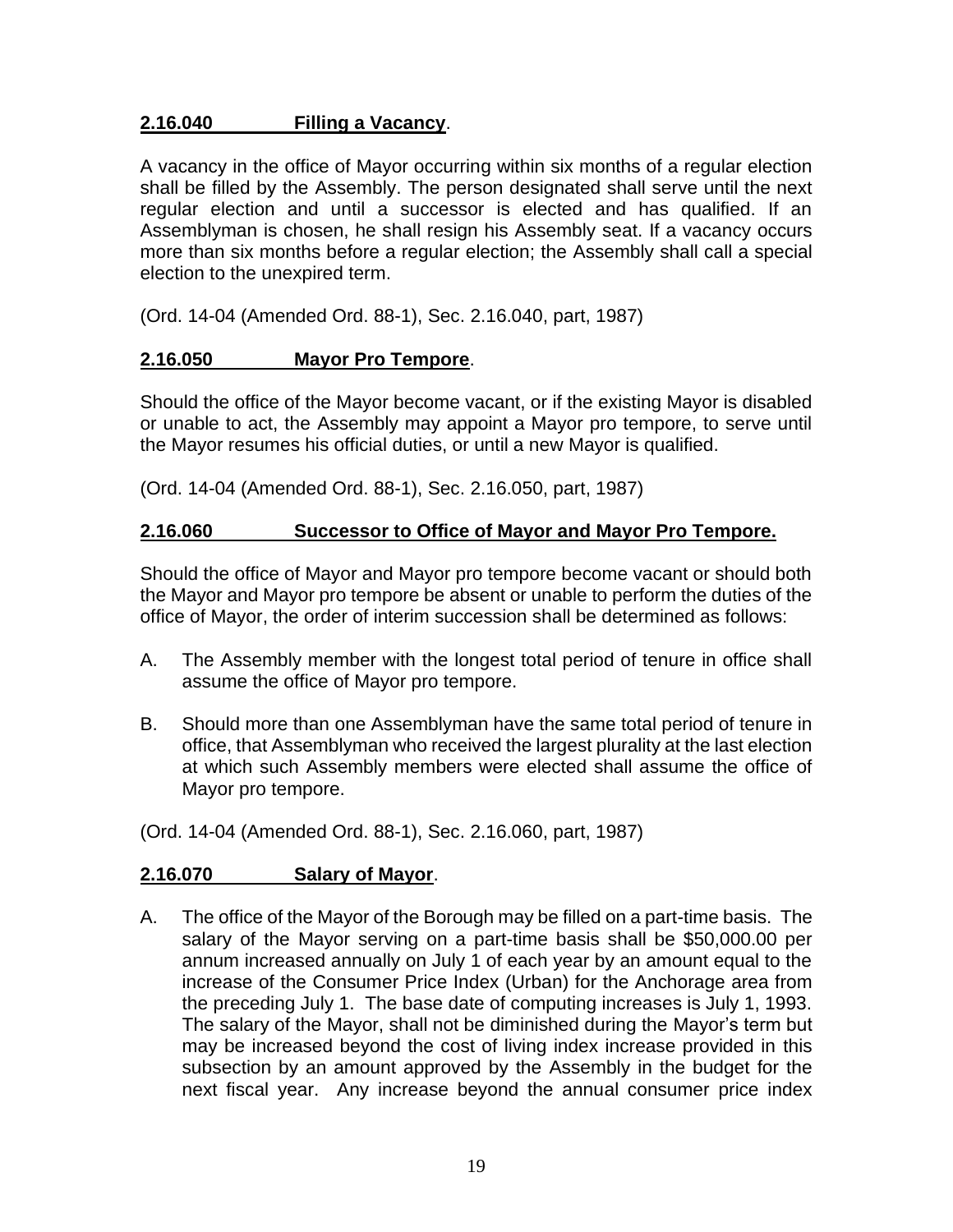**2.16.040 Filling a Vacancy**.

A vacancy in the office of Mayor occurring within six months of a regular election shall be filled by the Assembly. The person designated shall serve until the next regular election and until a successor is elected and has qualified. If an Assemblyman is chosen, he shall resign his Assembly seat. If a vacancy occurs more than six months before a regular election; the Assembly shall call a special election to the unexpired term.

(Ord. 14-04 (Amended Ord. 88-1), Sec. 2.16.040, part, 1987)

**2.16.050 Mayor Pro Tempore**.

Should the office of the Mayor become vacant, or if the existing Mayor is disabled or unable to act, the Assembly may appoint a Mayor pro tempore, to serve until the Mayor resumes his official duties, or until a new Mayor is qualified.

(Ord. 14-04 (Amended Ord. 88-1), Sec. 2.16.050, part, 1987)

**2.16.060 Successor to Office of Mayor and Mayor Pro Tempore.**

Should the office of Mayor and Mayor pro tempore become vacant or should both the Mayor and Mayor pro tempore be absent or unable to perform the duties of the office of Mayor, the order of interim succession shall be determined as follows:

A. The Assembly member with the longest total period of tenure in office shall assume the office of Mayor pro tempore.

B. Should more than one Assemblyman have the same total period of tenure in office, that Assemblyman who received the largest plurality at the last election at which such Assembly members were elected shall assume the office of Mayor pro tempore.

(Ord. 14-04 (Amended Ord. 88-1), Sec. 2.16.060, part, 1987)

**2.16.070 Salary of Mayor**.

A. The office of the Mayor of the Borough may be filled on a part-time basis. The salary of the Mayor serving on a part-time basis shall be $50,000.00 per annum increased annually on July 1 of each year by an amount equal to the increase of the Consumer Price Index (Urban) for the Anchorage area from the preceding July 1. The base date of computing increases is July 1, 1993. The salary of the Mayor, shall not be diminished during the Mayor's term but may be increased beyond the cost of living index increase provided in this subsection by an amount approved by the Assembly in the budget for the next fiscal year. Any increase beyond the annual consumer price index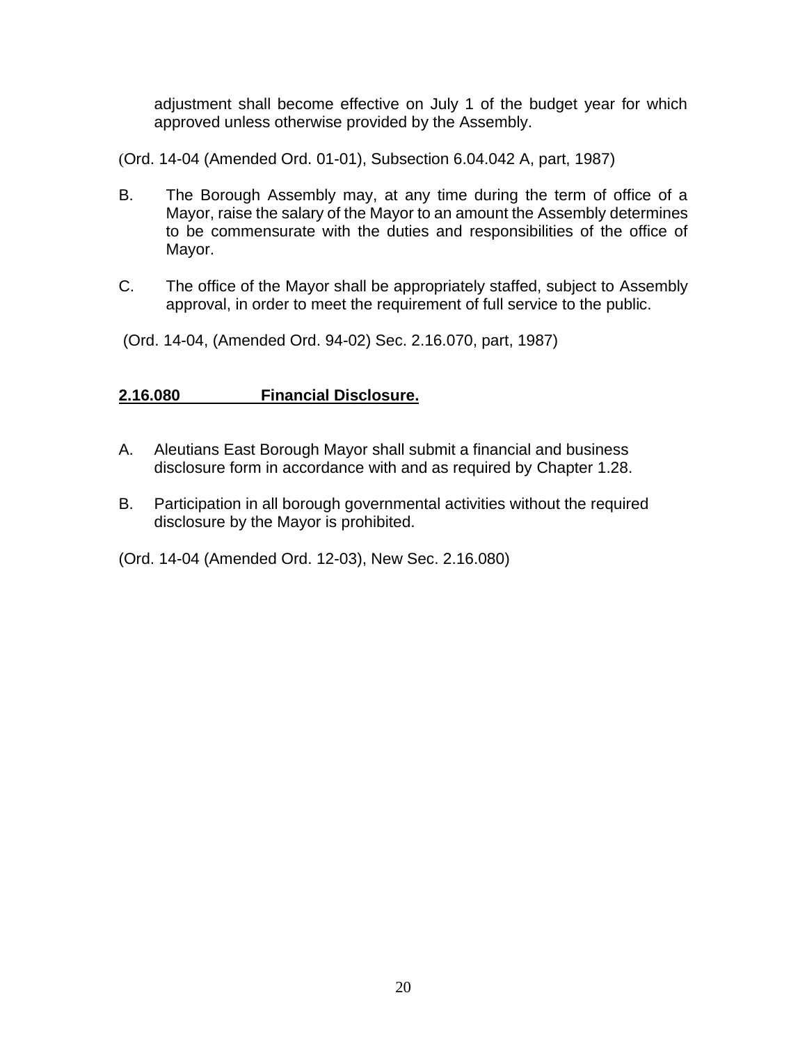adjustment shall become effective on July 1 of the budget year for which approved unless otherwise provided by the Assembly.

(Ord. 14-04 (Amended Ord. 01-01), Subsection 6.04.042 A, part, 1987)

B. The Borough Assembly may, at any time during the term of office of a Mayor, raise the salary of the Mayor to an amount the Assembly determines to be commensurate with the duties and responsibilities of the office of Mayor.

C. The office of the Mayor shall be appropriately staffed, subject to Assembly approval, in order to meet the requirement of full service to the public.

(Ord. 14-04, (Amended Ord. 94-02) Sec. 2.16.070, part, 1987)

**2.16.080 Financial Disclosure.**

A. Aleutians East Borough Mayor shall submit a financial and business disclosure form in accordance with and as required by Chapter 1.28.

B. Participation in all borough governmental activities without the required disclosure by the Mayor is prohibited.

(Ord. 14-04 (Amended Ord. 12-03), New Sec. 2.16.080)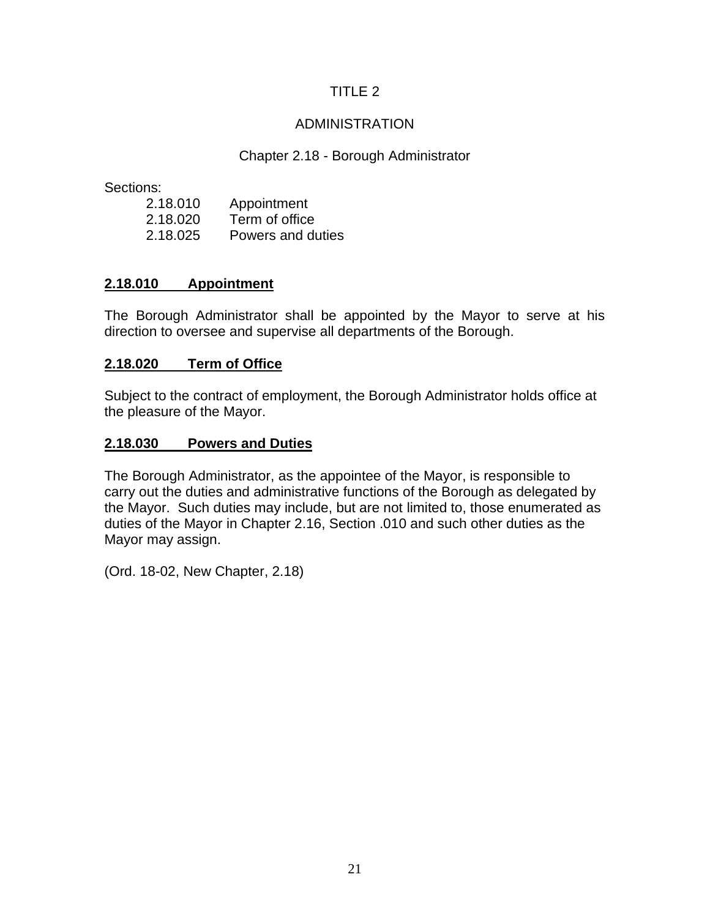# TITLE 2

# ADMINISTRATION

## Chapter 2.18 - Borough Administrator

Sections:

| | |
|---|---|
| 2.18.010 | Appointment |
| 2.18.020 | Term of office |
| 2.18.025 | Powers and duties |

### 2.18.010 Appointment

The Borough Administrator shall be appointed by the Mayor to serve at his direction to oversee and supervise all departments of the Borough.

### 2.18.020 Term of Office

Subject to the contract of employment, the Borough Administrator holds office at the pleasure of the Mayor.

### 2.18.030 Powers and Duties

The Borough Administrator, as the appointee of the Mayor, is responsible to carry out the duties and administrative functions of the Borough as delegated by the Mayor. Such duties may include, but are not limited to, those enumerated as duties of the Mayor in Chapter 2.16, Section .010 and such other duties as the Mayor may assign.

(Ord. 18-02, New Chapter, 2.18)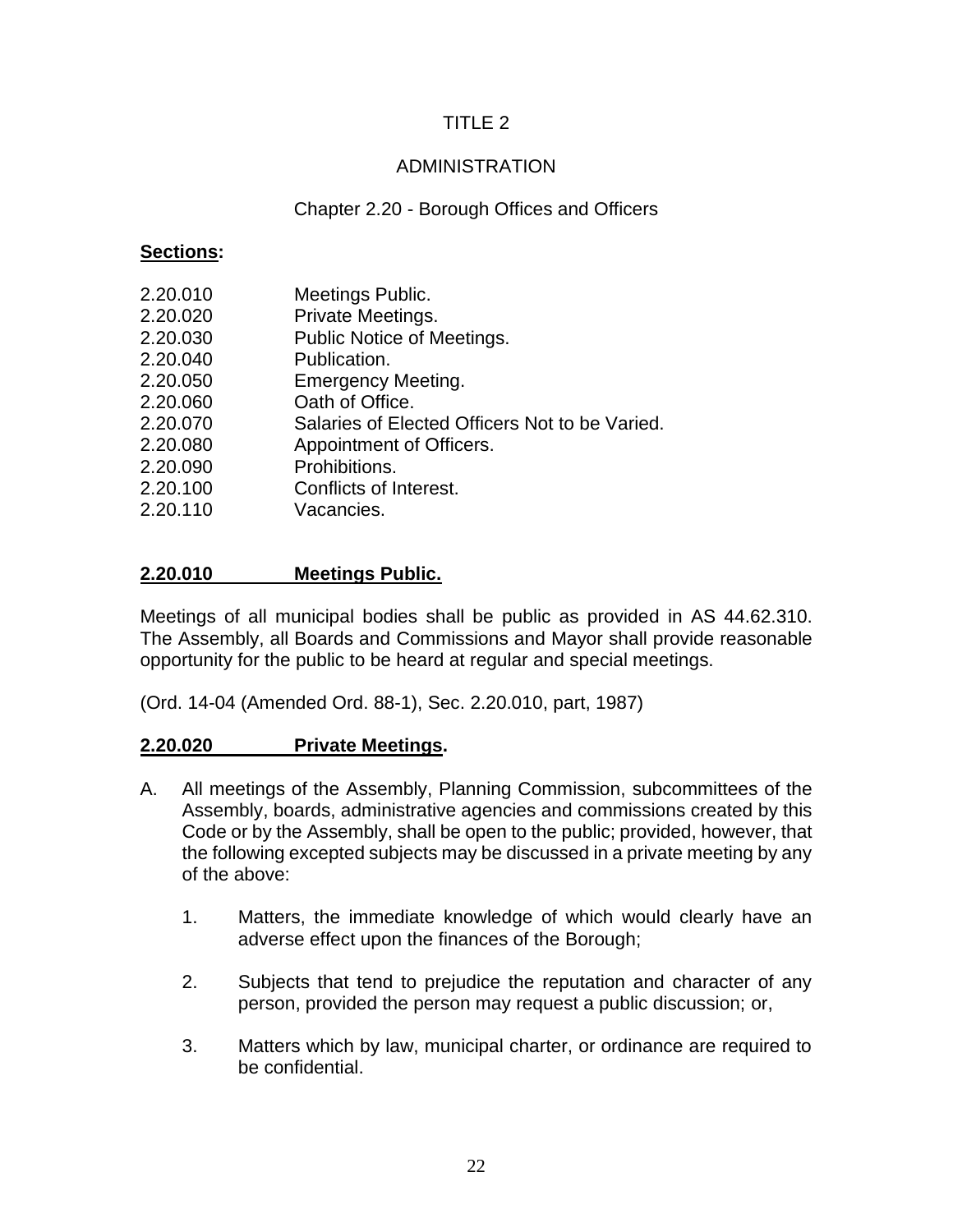# TITLE 2

## ADMINISTRATION

### Chapter 2.20 - Borough Offices and Officers

**Sections:**

2.20.010 Meetings Public.
2.20.020 Private Meetings.
2.20.030 Public Notice of Meetings.
2.20.040 Publication.
2.20.050 Emergency Meeting.
2.20.060 Oath of Office.
2.20.070 Salaries of Elected Officers Not to be Varied.
2.20.080 Appointment of Officers.
2.20.090 Prohibitions.
2.20.100 Conflicts of Interest.
2.20.110 Vacancies.

#### 2.20.010 Meetings Public.

Meetings of all municipal bodies shall be public as provided in AS 44.62.310. The Assembly, all Boards and Commissions and Mayor shall provide reasonable opportunity for the public to be heard at regular and special meetings.

(Ord. 14-04 (Amended Ord. 88-1), Sec. 2.20.010, part, 1987)

#### 2.20.020 Private Meetings.

A. All meetings of the Assembly, Planning Commission, subcommittees of the Assembly, boards, administrative agencies and commissions created by this Code or by the Assembly, shall be open to the public; provided, however, that the following excepted subjects may be discussed in a private meeting by any of the above:

   1. Matters, the immediate knowledge of which would clearly have an adverse effect upon the finances of the Borough;

   2. Subjects that tend to prejudice the reputation and character of any person, provided the person may request a public discussion; or,

   3. Matters which by law, municipal charter, or ordinance are required to be confidential.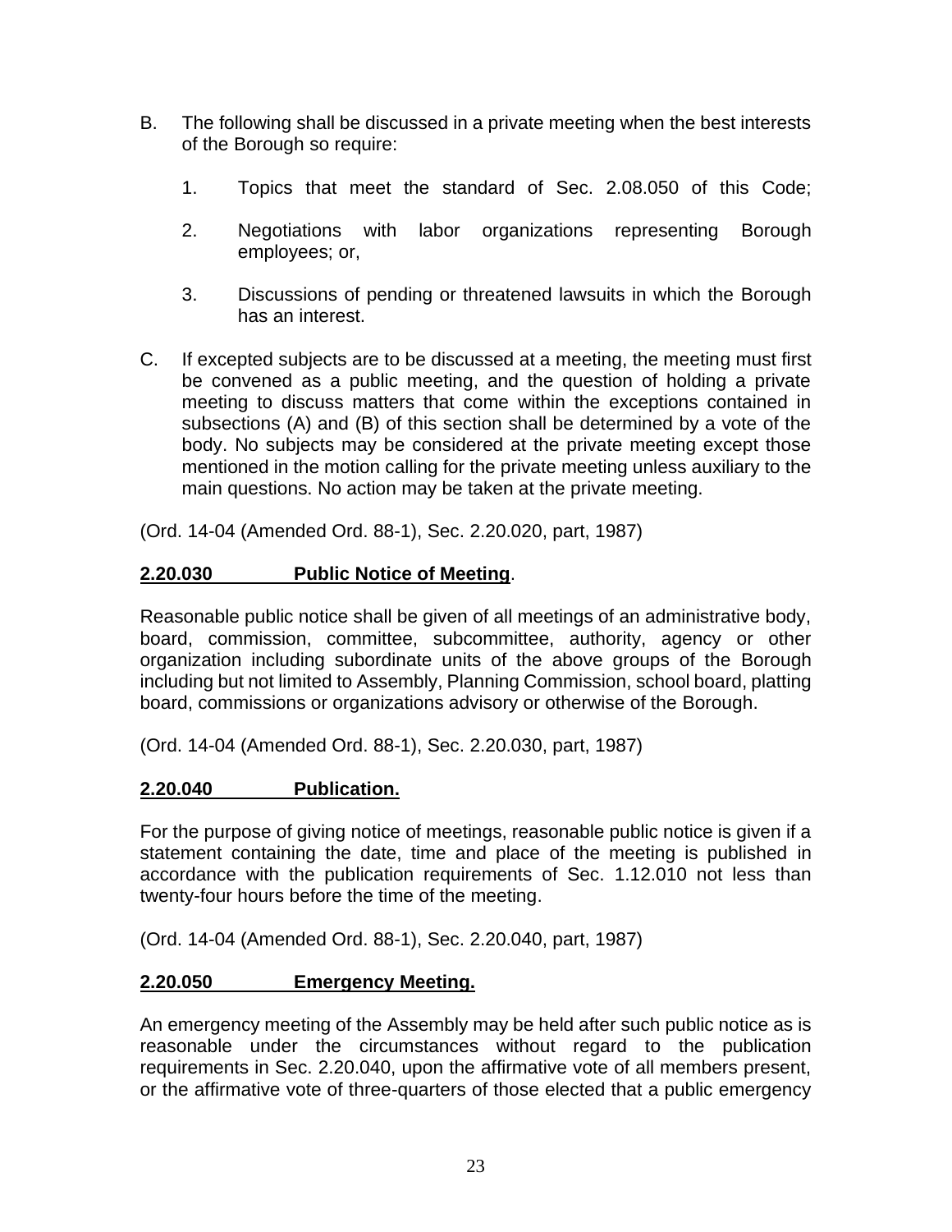B. The following shall be discussed in a private meeting when the best interests of the Borough so require:

   1. Topics that meet the standard of Sec. 2.08.050 of this Code;

   2. Negotiations with labor organizations representing Borough employees; or,

   3. Discussions of pending or threatened lawsuits in which the Borough has an interest.

C. If excepted subjects are to be discussed at a meeting, the meeting must first be convened as a public meeting, and the question of holding a private meeting to discuss matters that come within the exceptions contained in subsections (A) and (B) of this section shall be determined by a vote of the body. No subjects may be considered at the private meeting except those mentioned in the motion calling for the private meeting unless auxiliary to the main questions. No action may be taken at the private meeting.

(Ord. 14-04 (Amended Ord. 88-1), Sec. 2.20.020, part, 1987)

**2.20.030 Public Notice of Meeting**.

Reasonable public notice shall be given of all meetings of an administrative body, board, commission, committee, subcommittee, authority, agency or other organization including subordinate units of the above groups of the Borough including but not limited to Assembly, Planning Commission, school board, platting board, commissions or organizations advisory or otherwise of the Borough.

(Ord. 14-04 (Amended Ord. 88-1), Sec. 2.20.030, part, 1987)

**2.20.040 Publication.**

For the purpose of giving notice of meetings, reasonable public notice is given if a statement containing the date, time and place of the meeting is published in accordance with the publication requirements of Sec. 1.12.010 not less than twenty-four hours before the time of the meeting.

(Ord. 14-04 (Amended Ord. 88-1), Sec. 2.20.040, part, 1987)

**2.20.050 Emergency Meeting.**

An emergency meeting of the Assembly may be held after such public notice as is reasonable under the circumstances without regard to the publication requirements in Sec. 2.20.040, upon the affirmative vote of all members present, or the affirmative vote of three-quarters of those elected that a public emergency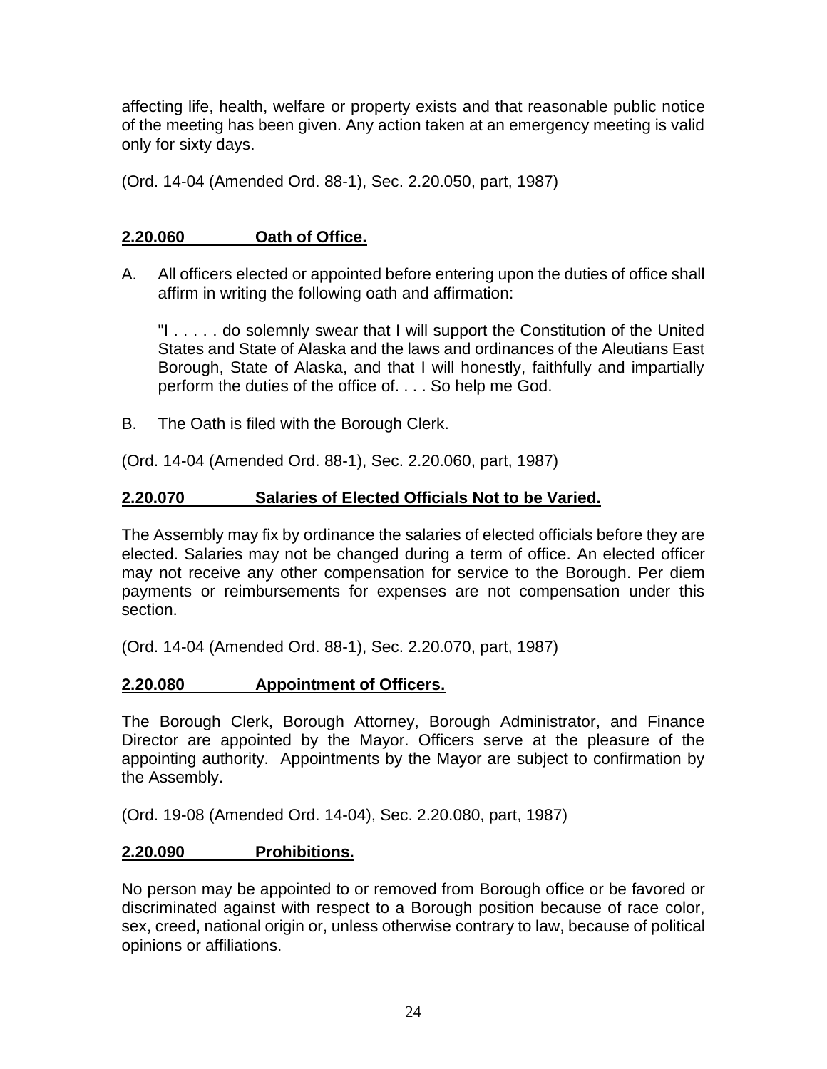affecting life, health, welfare or property exists and that reasonable public notice of the meeting has been given. Any action taken at an emergency meeting is valid only for sixty days.

(Ord. 14-04 (Amended Ord. 88-1), Sec. 2.20.050, part, 1987)

## **2.20.060 Oath of Office.**

A. All officers elected or appointed before entering upon the duties of office shall affirm in writing the following oath and affirmation:

   "I . . . . . do solemnly swear that I will support the Constitution of the United States and State of Alaska and the laws and ordinances of the Aleutians East Borough, State of Alaska, and that I will honestly, faithfully and impartially perform the duties of the office of. . . . So help me God.

B. The Oath is filed with the Borough Clerk.

(Ord. 14-04 (Amended Ord. 88-1), Sec. 2.20.060, part, 1987)

## **2.20.070 Salaries of Elected Officials Not to be Varied.**

The Assembly may fix by ordinance the salaries of elected officials before they are elected. Salaries may not be changed during a term of office. An elected officer may not receive any other compensation for service to the Borough. Per diem payments or reimbursements for expenses are not compensation under this section.

(Ord. 14-04 (Amended Ord. 88-1), Sec. 2.20.070, part, 1987)

## **2.20.080 Appointment of Officers.**

The Borough Clerk, Borough Attorney, Borough Administrator, and Finance Director are appointed by the Mayor. Officers serve at the pleasure of the appointing authority. Appointments by the Mayor are subject to confirmation by the Assembly.

(Ord. 19-08 (Amended Ord. 14-04), Sec. 2.20.080, part, 1987)

## **2.20.090 Prohibitions.**

No person may be appointed to or removed from Borough office or be favored or discriminated against with respect to a Borough position because of race color, sex, creed, national origin or, unless otherwise contrary to law, because of political opinions or affiliations.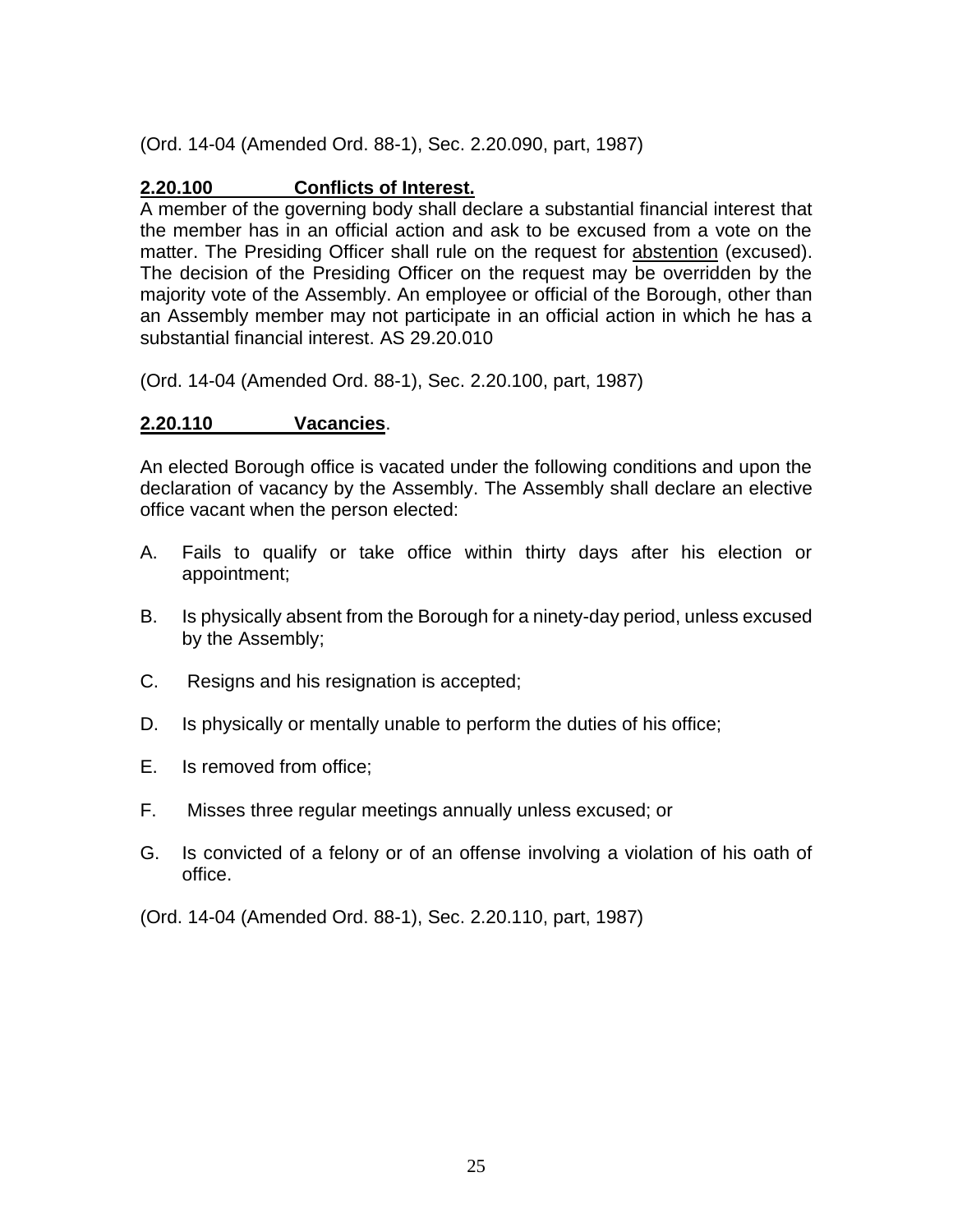(Ord. 14-04 (Amended Ord. 88-1), Sec. 2.20.090, part, 1987)

**2.20.100 Conflicts of Interest.**

A member of the governing body shall declare a substantial financial interest that the member has in an official action and ask to be excused from a vote on the matter. The Presiding Officer shall rule on the request for abstention (excused). The decision of the Presiding Officer on the request may be overridden by the majority vote of the Assembly. An employee or official of the Borough, other than an Assembly member may not participate in an official action in which he has a substantial financial interest. AS 29.20.010

(Ord. 14-04 (Amended Ord. 88-1), Sec. 2.20.100, part, 1987)

**2.20.110 Vacancies**.

An elected Borough office is vacated under the following conditions and upon the declaration of vacancy by the Assembly. The Assembly shall declare an elective office vacant when the person elected:

A. Fails to qualify or take office within thirty days after his election or appointment;

B. Is physically absent from the Borough for a ninety-day period, unless excused by the Assembly;

C. Resigns and his resignation is accepted;

D. Is physically or mentally unable to perform the duties of his office;

E. Is removed from office;

F. Misses three regular meetings annually unless excused; or

G. Is convicted of a felony or of an offense involving a violation of his oath of office.

(Ord. 14-04 (Amended Ord. 88-1), Sec. 2.20.110, part, 1987)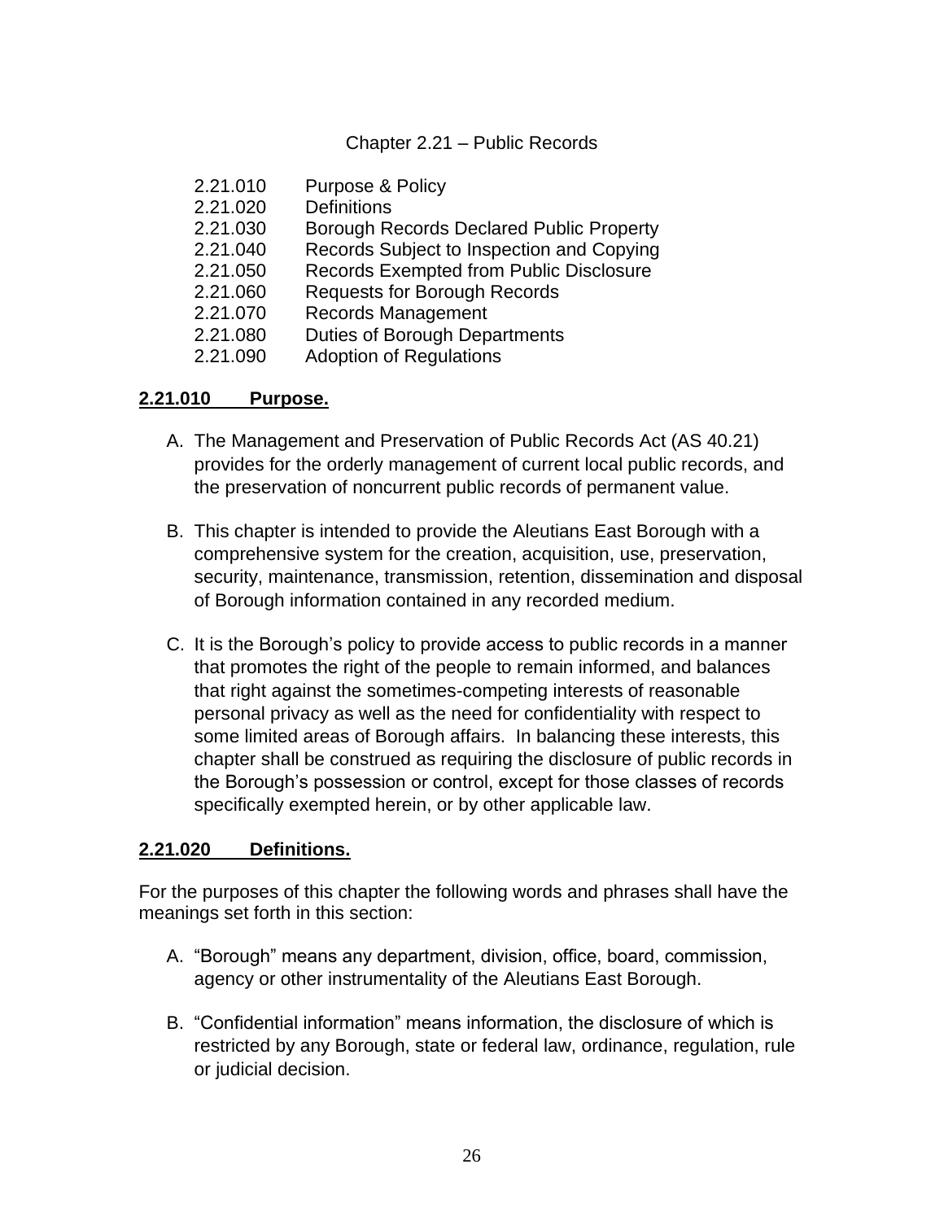# Chapter 2.21 – Public Records

| | |
|---|---|
| 2.21.010 | Purpose & Policy |
| 2.21.020 | Definitions |
| 2.21.030 | Borough Records Declared Public Property |
| 2.21.040 | Records Subject to Inspection and Copying |
| 2.21.050 | Records Exempted from Public Disclosure |
| 2.21.060 | Requests for Borough Records |
| 2.21.070 | Records Management |
| 2.21.080 | Duties of Borough Departments |
| 2.21.090 | Adoption of Regulations |

## 2.21.010 Purpose.

A. The Management and Preservation of Public Records Act (AS 40.21) provides for the orderly management of current local public records, and the preservation of noncurrent public records of permanent value.

B. This chapter is intended to provide the Aleutians East Borough with a comprehensive system for the creation, acquisition, use, preservation, security, maintenance, transmission, retention, dissemination and disposal of Borough information contained in any recorded medium.

C. It is the Borough's policy to provide access to public records in a manner that promotes the right of the people to remain informed, and balances that right against the sometimes-competing interests of reasonable personal privacy as well as the need for confidentiality with respect to some limited areas of Borough affairs. In balancing these interests, this chapter shall be construed as requiring the disclosure of public records in the Borough's possession or control, except for those classes of records specifically exempted herein, or by other applicable law.

## 2.21.020 Definitions.

For the purposes of this chapter the following words and phrases shall have the meanings set forth in this section:

A. "Borough" means any department, division, office, board, commission, agency or other instrumentality of the Aleutians East Borough.

B. "Confidential information" means information, the disclosure of which is restricted by any Borough, state or federal law, ordinance, regulation, rule or judicial decision.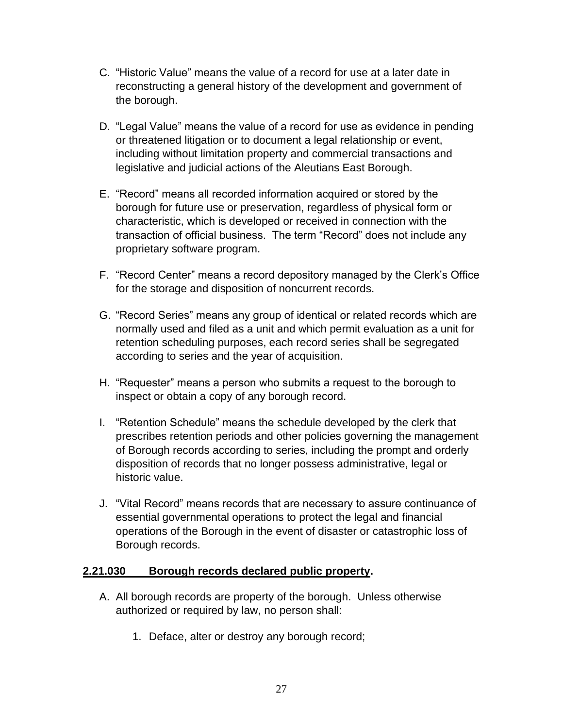C. "Historic Value" means the value of a record for use at a later date in reconstructing a general history of the development and government of the borough.

D. "Legal Value" means the value of a record for use as evidence in pending or threatened litigation or to document a legal relationship or event, including without limitation property and commercial transactions and legislative and judicial actions of the Aleutians East Borough.

E. "Record" means all recorded information acquired or stored by the borough for future use or preservation, regardless of physical form or characteristic, which is developed or received in connection with the transaction of official business. The term "Record" does not include any proprietary software program.

F. "Record Center" means a record depository managed by the Clerk's Office for the storage and disposition of noncurrent records.

G. "Record Series" means any group of identical or related records which are normally used and filed as a unit and which permit evaluation as a unit for retention scheduling purposes, each record series shall be segregated according to series and the year of acquisition.

H. "Requester" means a person who submits a request to the borough to inspect or obtain a copy of any borough record.

I. "Retention Schedule" means the schedule developed by the clerk that prescribes retention periods and other policies governing the management of Borough records according to series, including the prompt and orderly disposition of records that no longer possess administrative, legal or historic value.

J. "Vital Record" means records that are necessary to assure continuance of essential governmental operations to protect the legal and financial operations of the Borough in the event of disaster or catastrophic loss of Borough records.

### **2.21.030 Borough records declared public property.**

A. All borough records are property of the borough. Unless otherwise authorized or required by law, no person shall:

1. Deface, alter or destroy any borough record;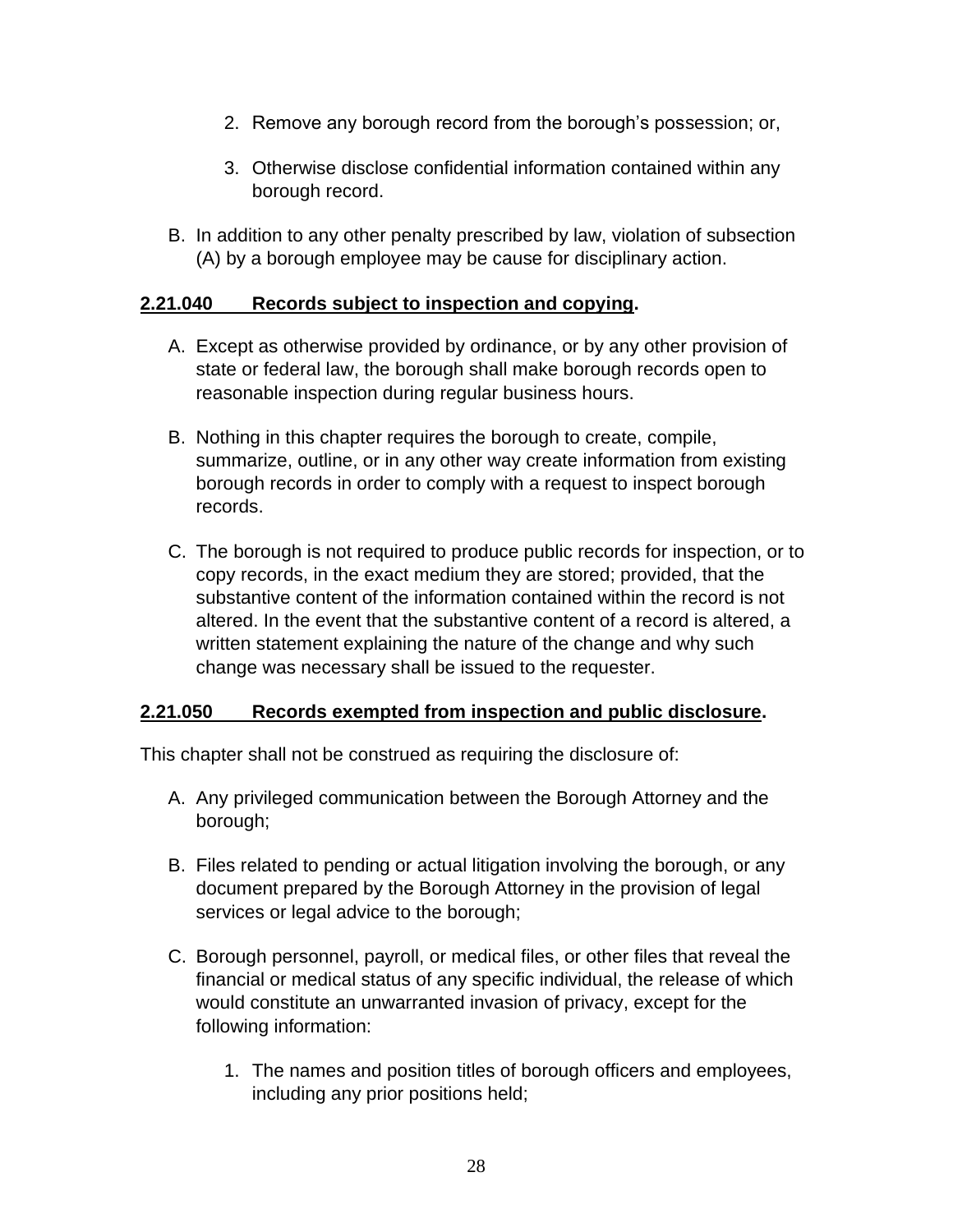2. Remove any borough record from the borough's possession; or,

3. Otherwise disclose confidential information contained within any borough record.

B. In addition to any other penalty prescribed by law, violation of subsection (A) by a borough employee may be cause for disciplinary action.

## **2.21.040 Records subject to inspection and copying.**

A. Except as otherwise provided by ordinance, or by any other provision of state or federal law, the borough shall make borough records open to reasonable inspection during regular business hours.

B. Nothing in this chapter requires the borough to create, compile, summarize, outline, or in any other way create information from existing borough records in order to comply with a request to inspect borough records.

C. The borough is not required to produce public records for inspection, or to copy records, in the exact medium they are stored; provided, that the substantive content of the information contained within the record is not altered. In the event that the substantive content of a record is altered, a written statement explaining the nature of the change and why such change was necessary shall be issued to the requester.

## **2.21.050 Records exempted from inspection and public disclosure.**

This chapter shall not be construed as requiring the disclosure of:

A. Any privileged communication between the Borough Attorney and the borough;

B. Files related to pending or actual litigation involving the borough, or any document prepared by the Borough Attorney in the provision of legal services or legal advice to the borough;

C. Borough personnel, payroll, or medical files, or other files that reveal the financial or medical status of any specific individual, the release of which would constitute an unwarranted invasion of privacy, except for the following information:

   1. The names and position titles of borough officers and employees, including any prior positions held;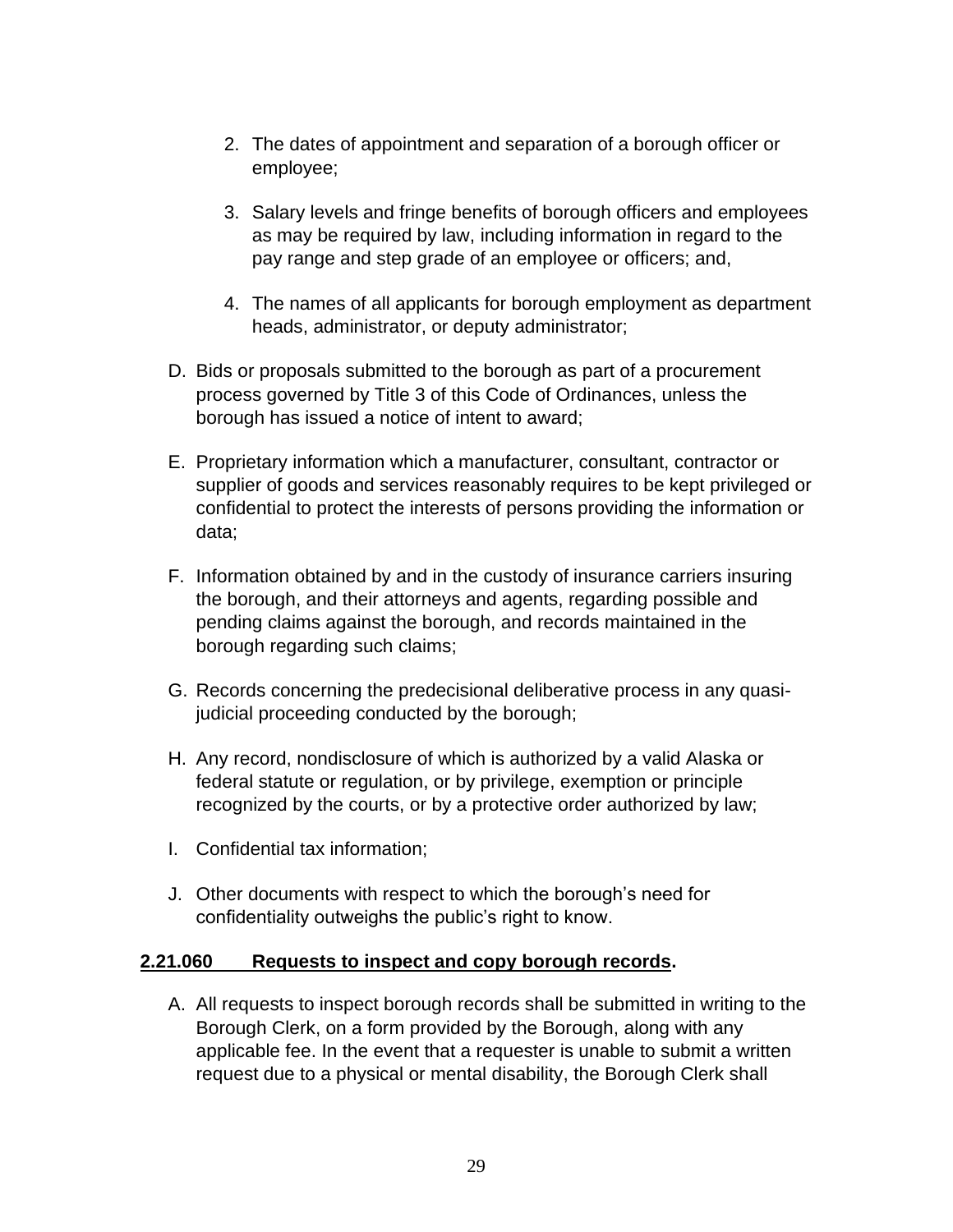2. The dates of appointment and separation of a borough officer or employee;

3. Salary levels and fringe benefits of borough officers and employees as may be required by law, including information in regard to the pay range and step grade of an employee or officers; and,

4. The names of all applicants for borough employment as department heads, administrator, or deputy administrator;

D. Bids or proposals submitted to the borough as part of a procurement process governed by Title 3 of this Code of Ordinances, unless the borough has issued a notice of intent to award;

E. Proprietary information which a manufacturer, consultant, contractor or supplier of goods and services reasonably requires to be kept privileged or confidential to protect the interests of persons providing the information or data;

F. Information obtained by and in the custody of insurance carriers insuring the borough, and their attorneys and agents, regarding possible and pending claims against the borough, and records maintained in the borough regarding such claims;

G. Records concerning the predecisional deliberative process in any quasi-judicial proceeding conducted by the borough;

H. Any record, nondisclosure of which is authorized by a valid Alaska or federal statute or regulation, or by privilege, exemption or principle recognized by the courts, or by a protective order authorized by law;

I. Confidential tax information;

J. Other documents with respect to which the borough's need for confidentiality outweighs the public's right to know.

**2.21.060 Requests to inspect and copy borough records.**

A. All requests to inspect borough records shall be submitted in writing to the Borough Clerk, on a form provided by the Borough, along with any applicable fee. In the event that a requester is unable to submit a written request due to a physical or mental disability, the Borough Clerk shall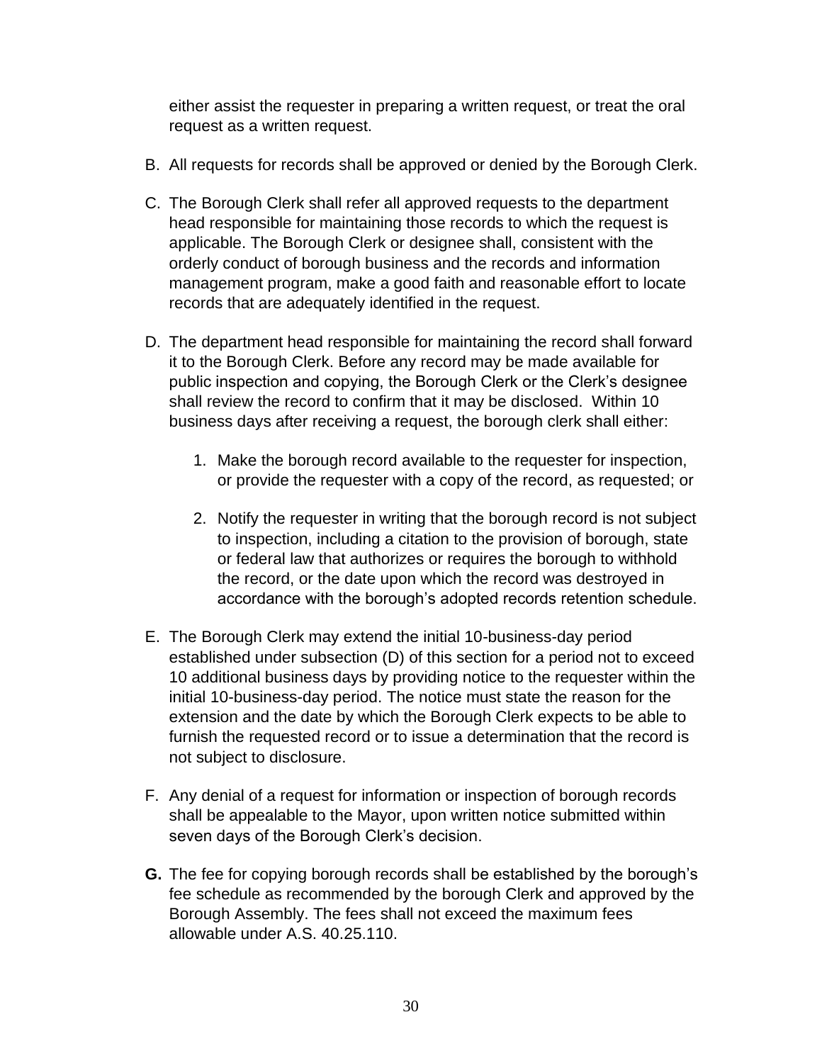either assist the requester in preparing a written request, or treat the oral request as a written request.

B. All requests for records shall be approved or denied by the Borough Clerk.

C. The Borough Clerk shall refer all approved requests to the department head responsible for maintaining those records to which the request is applicable. The Borough Clerk or designee shall, consistent with the orderly conduct of borough business and the records and information management program, make a good faith and reasonable effort to locate records that are adequately identified in the request.

D. The department head responsible for maintaining the record shall forward it to the Borough Clerk. Before any record may be made available for public inspection and copying, the Borough Clerk or the Clerk's designee shall review the record to confirm that it may be disclosed. Within 10 business days after receiving a request, the borough clerk shall either:

    1. Make the borough record available to the requester for inspection, or provide the requester with a copy of the record, as requested; or

    2. Notify the requester in writing that the borough record is not subject to inspection, including a citation to the provision of borough, state or federal law that authorizes or requires the borough to withhold the record, or the date upon which the record was destroyed in accordance with the borough's adopted records retention schedule.

E. The Borough Clerk may extend the initial 10-business-day period established under subsection (D) of this section for a period not to exceed 10 additional business days by providing notice to the requester within the initial 10-business-day period. The notice must state the reason for the extension and the date by which the Borough Clerk expects to be able to furnish the requested record or to issue a determination that the record is not subject to disclosure.

F. Any denial of a request for information or inspection of borough records shall be appealable to the Mayor, upon written notice submitted within seven days of the Borough Clerk's decision.

**G.** The fee for copying borough records shall be established by the borough's fee schedule as recommended by the borough Clerk and approved by the Borough Assembly. The fees shall not exceed the maximum fees allowable under A.S. 40.25.110.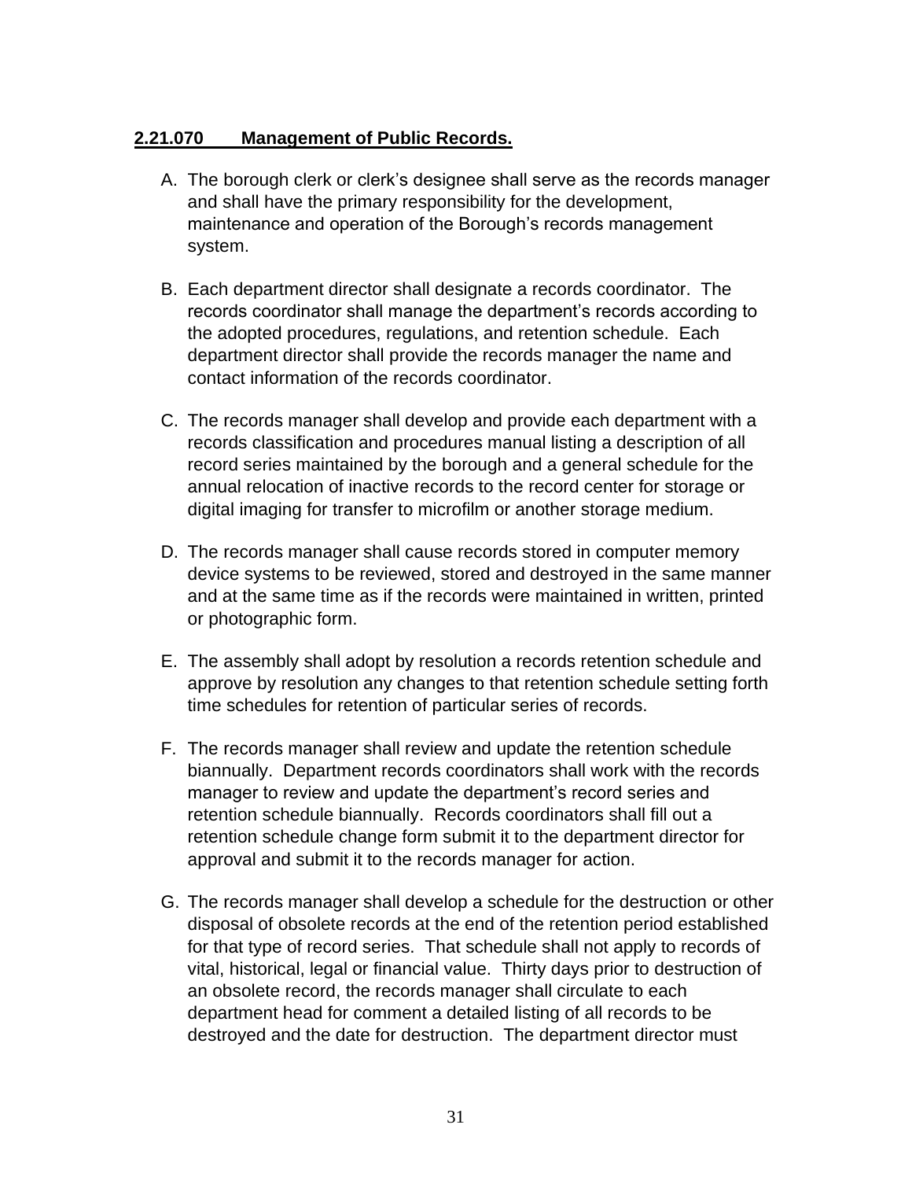**2.21.070 Management of Public Records.**

A. The borough clerk or clerk's designee shall serve as the records manager and shall have the primary responsibility for the development, maintenance and operation of the Borough's records management system.

B. Each department director shall designate a records coordinator. The records coordinator shall manage the department's records according to the adopted procedures, regulations, and retention schedule. Each department director shall provide the records manager the name and contact information of the records coordinator.

C. The records manager shall develop and provide each department with a records classification and procedures manual listing a description of all record series maintained by the borough and a general schedule for the annual relocation of inactive records to the record center for storage or digital imaging for transfer to microfilm or another storage medium.

D. The records manager shall cause records stored in computer memory device systems to be reviewed, stored and destroyed in the same manner and at the same time as if the records were maintained in written, printed or photographic form.

E. The assembly shall adopt by resolution a records retention schedule and approve by resolution any changes to that retention schedule setting forth time schedules for retention of particular series of records.

F. The records manager shall review and update the retention schedule biannually. Department records coordinators shall work with the records manager to review and update the department's record series and retention schedule biannually. Records coordinators shall fill out a retention schedule change form submit it to the department director for approval and submit it to the records manager for action.

G. The records manager shall develop a schedule for the destruction or other disposal of obsolete records at the end of the retention period established for that type of record series. That schedule shall not apply to records of vital, historical, legal or financial value. Thirty days prior to destruction of an obsolete record, the records manager shall circulate to each department head for comment a detailed listing of all records to be destroyed and the date for destruction. The department director must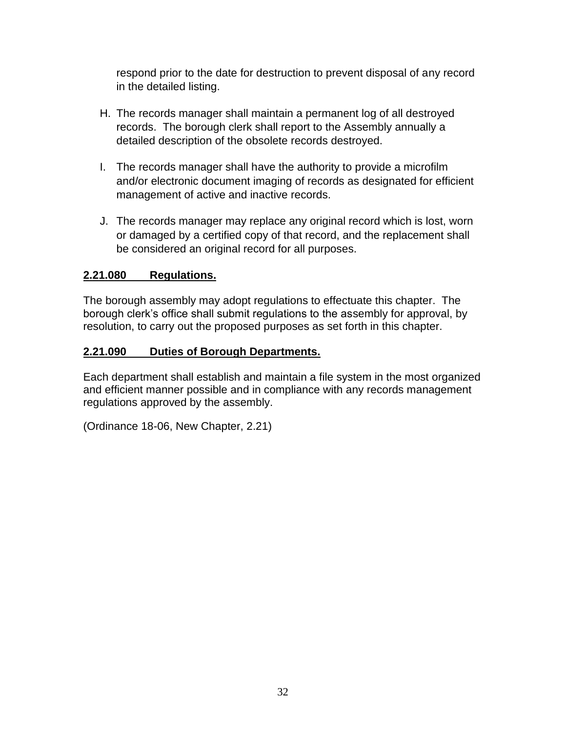respond prior to the date for destruction to prevent disposal of any record in the detailed listing.

H. The records manager shall maintain a permanent log of all destroyed records. The borough clerk shall report to the Assembly annually a detailed description of the obsolete records destroyed.

I. The records manager shall have the authority to provide a microfilm and/or electronic document imaging of records as designated for efficient management of active and inactive records.

J. The records manager may replace any original record which is lost, worn or damaged by a certified copy of that record, and the replacement shall be considered an original record for all purposes.

**2.21.080 Regulations.**

The borough assembly may adopt regulations to effectuate this chapter. The borough clerk's office shall submit regulations to the assembly for approval, by resolution, to carry out the proposed purposes as set forth in this chapter.

**2.21.090 Duties of Borough Departments.**

Each department shall establish and maintain a file system in the most organized and efficient manner possible and in compliance with any records management regulations approved by the assembly.

(Ordinance 18-06, New Chapter, 2.21)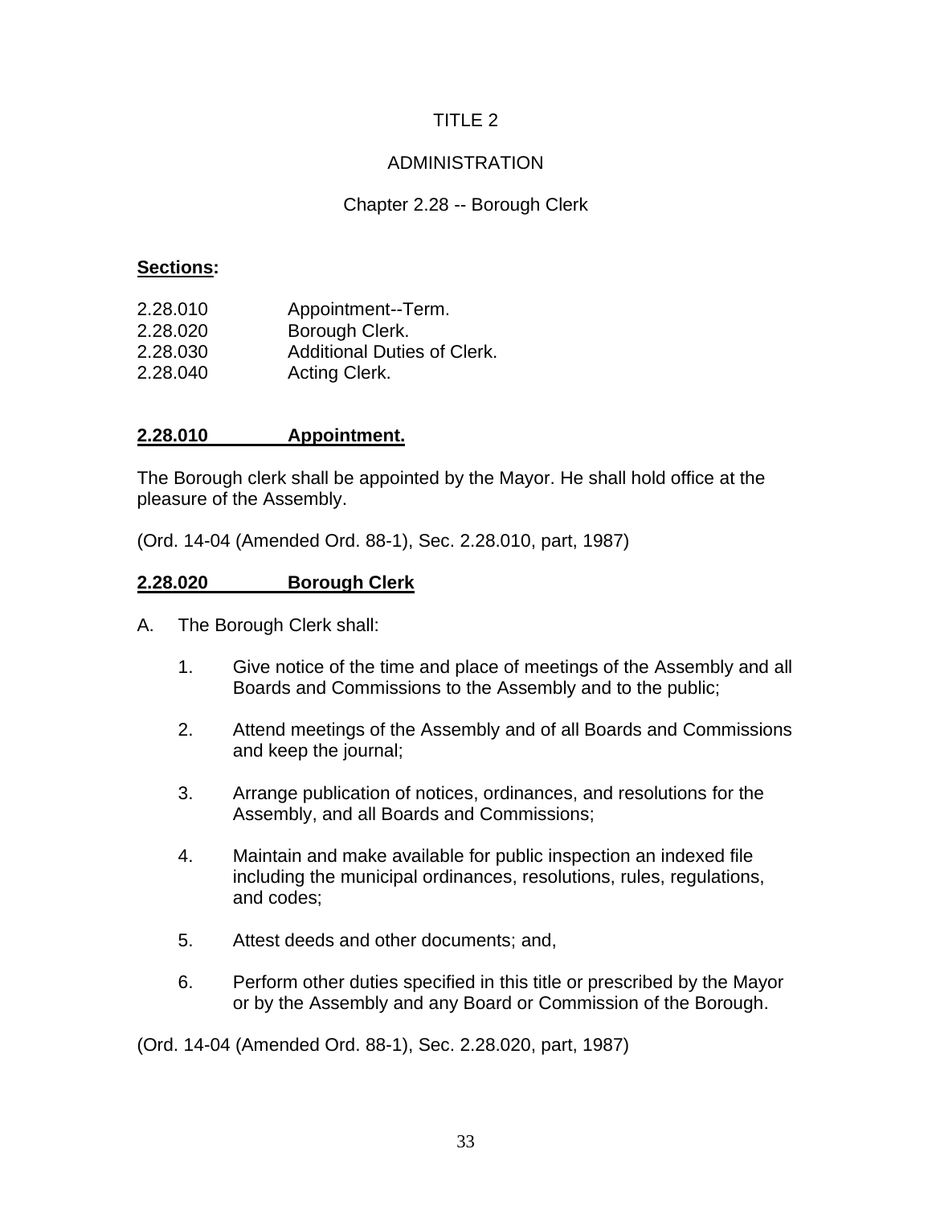# TITLE 2

## ADMINISTRATION

### Chapter 2.28 -- Borough Clerk

**Sections:**

| | |
|---|---|
| 2.28.010 | Appointment--Term. |
| 2.28.020 | Borough Clerk. |
| 2.28.030 | Additional Duties of Clerk. |
| 2.28.040 | Acting Clerk. |

**2.28.010 Appointment.**

The Borough clerk shall be appointed by the Mayor. He shall hold office at the pleasure of the Assembly.

(Ord. 14-04 (Amended Ord. 88-1), Sec. 2.28.010, part, 1987)

**2.28.020 Borough Clerk**

A. The Borough Clerk shall:

1. Give notice of the time and place of meetings of the Assembly and all Boards and Commissions to the Assembly and to the public;

2. Attend meetings of the Assembly and of all Boards and Commissions and keep the journal;

3. Arrange publication of notices, ordinances, and resolutions for the Assembly, and all Boards and Commissions;

4. Maintain and make available for public inspection an indexed file including the municipal ordinances, resolutions, rules, regulations, and codes;

5. Attest deeds and other documents; and,

6. Perform other duties specified in this title or prescribed by the Mayor or by the Assembly and any Board or Commission of the Borough.

(Ord. 14-04 (Amended Ord. 88-1), Sec. 2.28.020, part, 1987)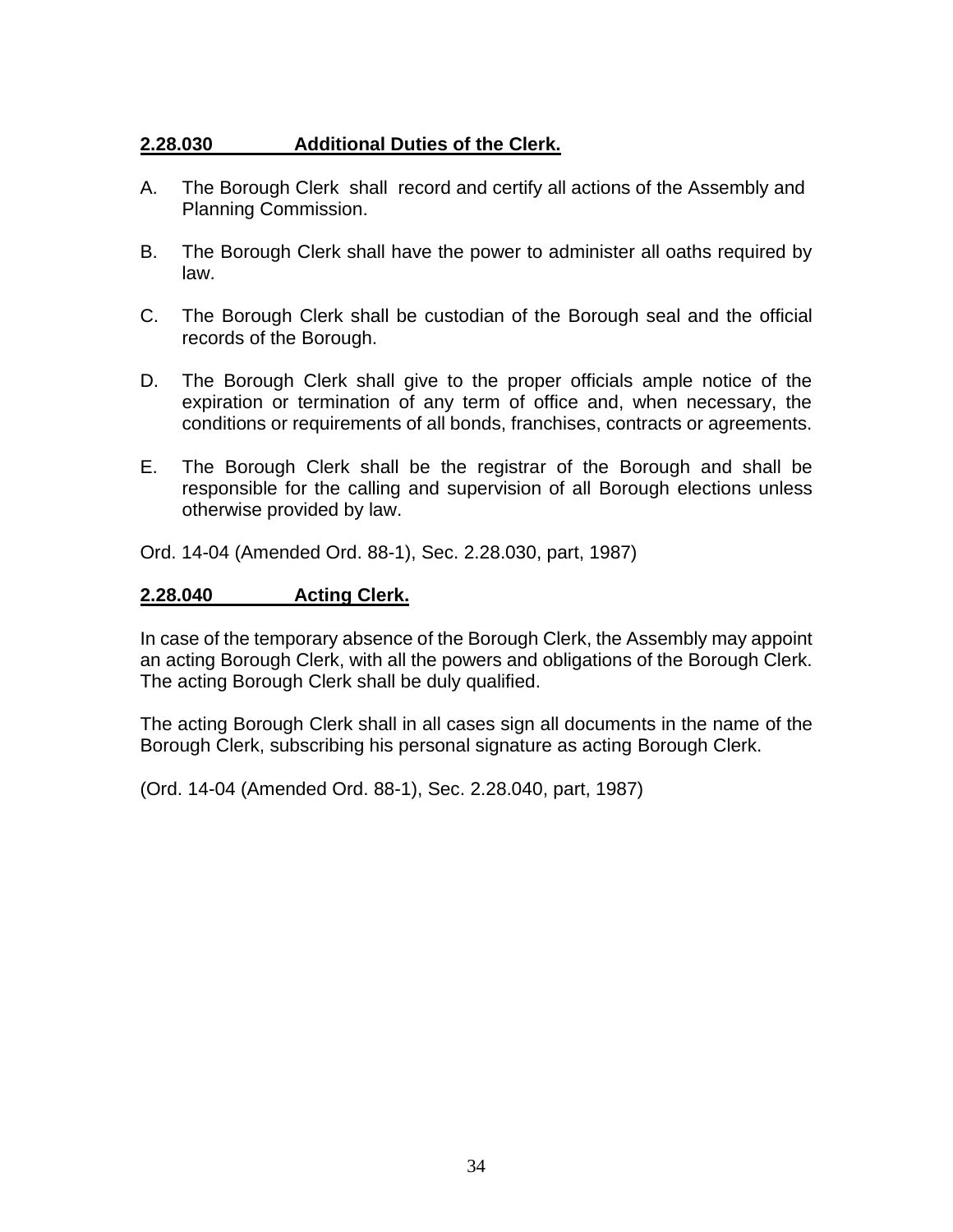**2.28.030 Additional Duties of the Clerk.**

A. The Borough Clerk shall record and certify all actions of the Assembly and Planning Commission.

B. The Borough Clerk shall have the power to administer all oaths required by law.

C. The Borough Clerk shall be custodian of the Borough seal and the official records of the Borough.

D. The Borough Clerk shall give to the proper officials ample notice of the expiration or termination of any term of office and, when necessary, the conditions or requirements of all bonds, franchises, contracts or agreements.

E. The Borough Clerk shall be the registrar of the Borough and shall be responsible for the calling and supervision of all Borough elections unless otherwise provided by law.

Ord. 14-04 (Amended Ord. 88-1), Sec. 2.28.030, part, 1987)

**2.28.040 Acting Clerk.**

In case of the temporary absence of the Borough Clerk, the Assembly may appoint an acting Borough Clerk, with all the powers and obligations of the Borough Clerk. The acting Borough Clerk shall be duly qualified.

The acting Borough Clerk shall in all cases sign all documents in the name of the Borough Clerk, subscribing his personal signature as acting Borough Clerk.

(Ord. 14-04 (Amended Ord. 88-1), Sec. 2.28.040, part, 1987)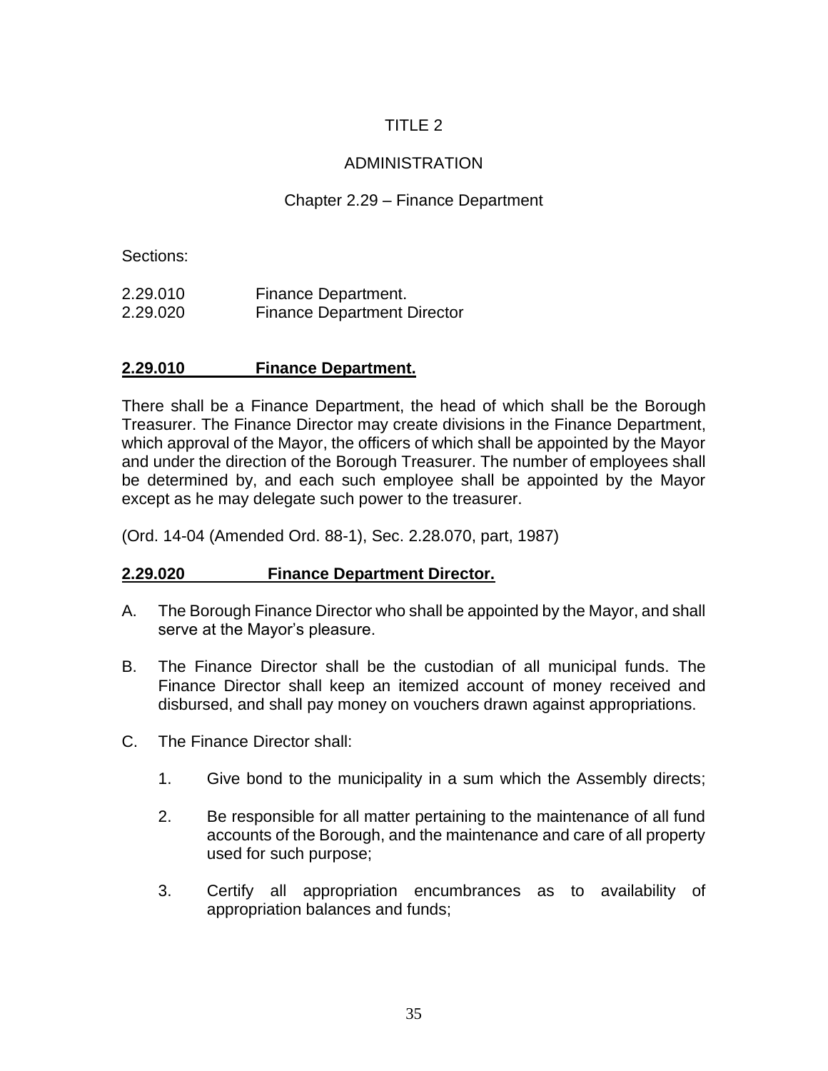# TITLE 2

# ADMINISTRATION

## Chapter 2.29 – Finance Department

Sections:

| | |
|---|---|
| 2.29.010 | Finance Department. |
| 2.29.020 | Finance Department Director |

### **2.29.010 Finance Department.**

There shall be a Finance Department, the head of which shall be the Borough Treasurer. The Finance Director may create divisions in the Finance Department, which approval of the Mayor, the officers of which shall be appointed by the Mayor and under the direction of the Borough Treasurer. The number of employees shall be determined by, and each such employee shall be appointed by the Mayor except as he may delegate such power to the treasurer.

(Ord. 14-04 (Amended Ord. 88-1), Sec. 2.28.070, part, 1987)

### **2.29.020 Finance Department Director.**

A. The Borough Finance Director who shall be appointed by the Mayor, and shall serve at the Mayor's pleasure.

B. The Finance Director shall be the custodian of all municipal funds. The Finance Director shall keep an itemized account of money received and disbursed, and shall pay money on vouchers drawn against appropriations.

C. The Finance Director shall:

   1. Give bond to the municipality in a sum which the Assembly directs;

   2. Be responsible for all matter pertaining to the maintenance of all fund accounts of the Borough, and the maintenance and care of all property used for such purpose;

   3. Certify all appropriation encumbrances as to availability of appropriation balances and funds;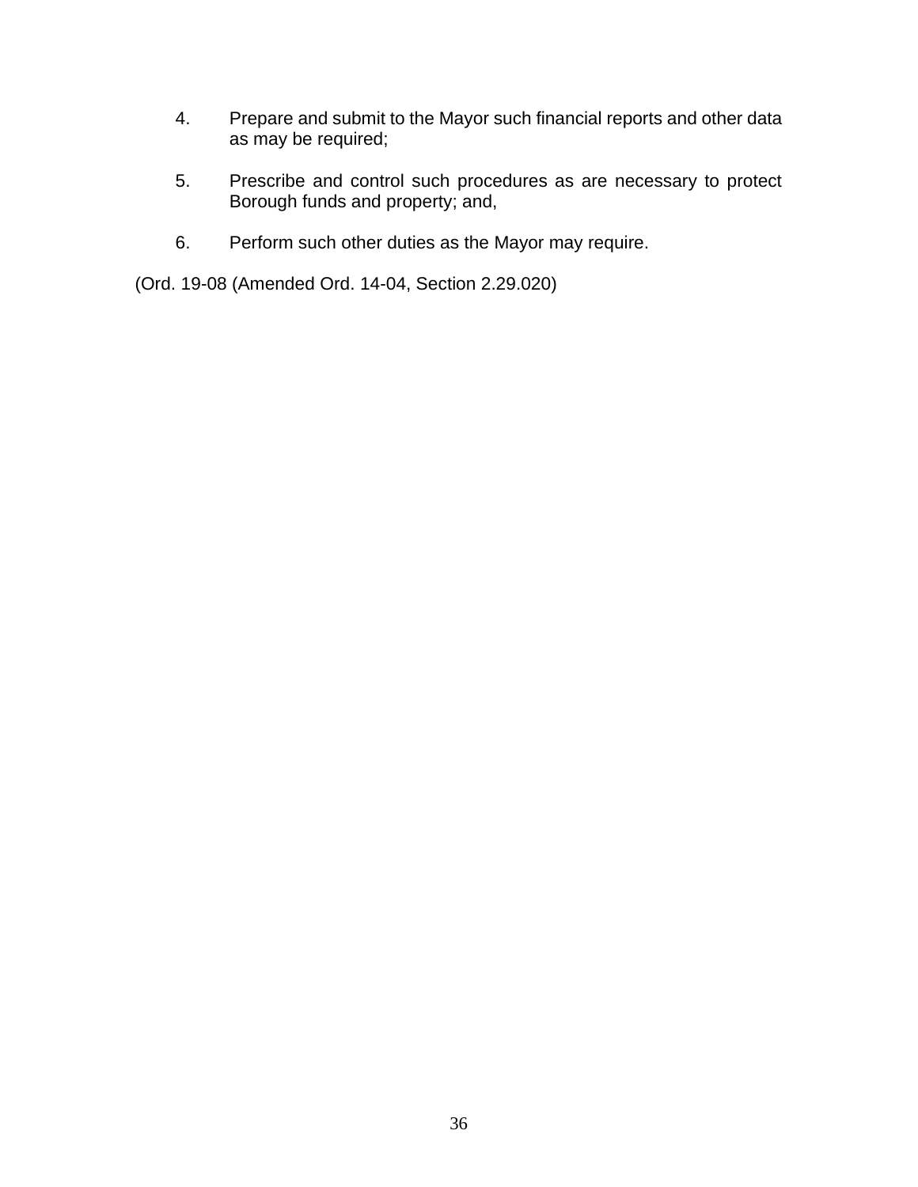4. Prepare and submit to the Mayor such financial reports and other data as may be required;

5. Prescribe and control such procedures as are necessary to protect Borough funds and property; and,

6. Perform such other duties as the Mayor may require.

(Ord. 19-08 (Amended Ord. 14-04, Section 2.29.020)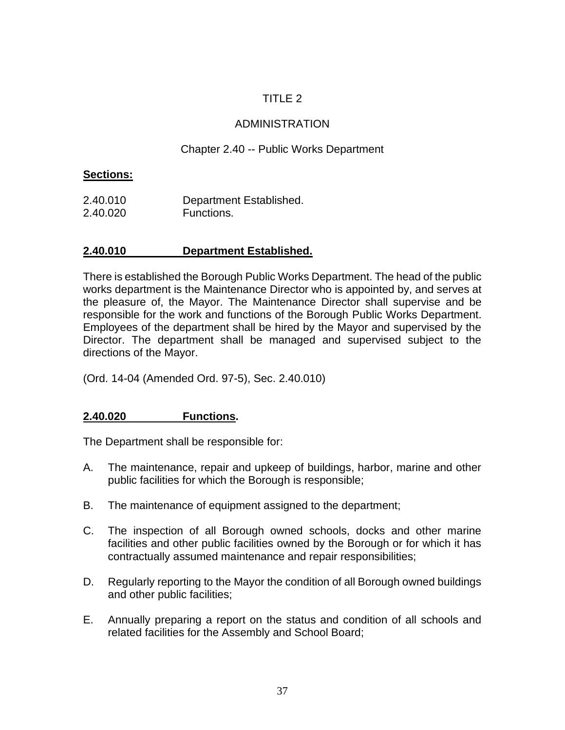# TITLE 2

# ADMINISTRATION

## Chapter 2.40 -- Public Works Department

**Sections:**

| | |
|---|---|
| 2.40.010 | Department Established. |
| 2.40.020 | Functions. |

### 2.40.010 Department Established.

There is established the Borough Public Works Department. The head of the public works department is the Maintenance Director who is appointed by, and serves at the pleasure of, the Mayor. The Maintenance Director shall supervise and be responsible for the work and functions of the Borough Public Works Department. Employees of the department shall be hired by the Mayor and supervised by the Director. The department shall be managed and supervised subject to the directions of the Mayor.

(Ord. 14-04 (Amended Ord. 97-5), Sec. 2.40.010)

### 2.40.020 Functions.

The Department shall be responsible for:

A. The maintenance, repair and upkeep of buildings, harbor, marine and other public facilities for which the Borough is responsible;

B. The maintenance of equipment assigned to the department;

C. The inspection of all Borough owned schools, docks and other marine facilities and other public facilities owned by the Borough or for which it has contractually assumed maintenance and repair responsibilities;

D. Regularly reporting to the Mayor the condition of all Borough owned buildings and other public facilities;

E. Annually preparing a report on the status and condition of all schools and related facilities for the Assembly and School Board;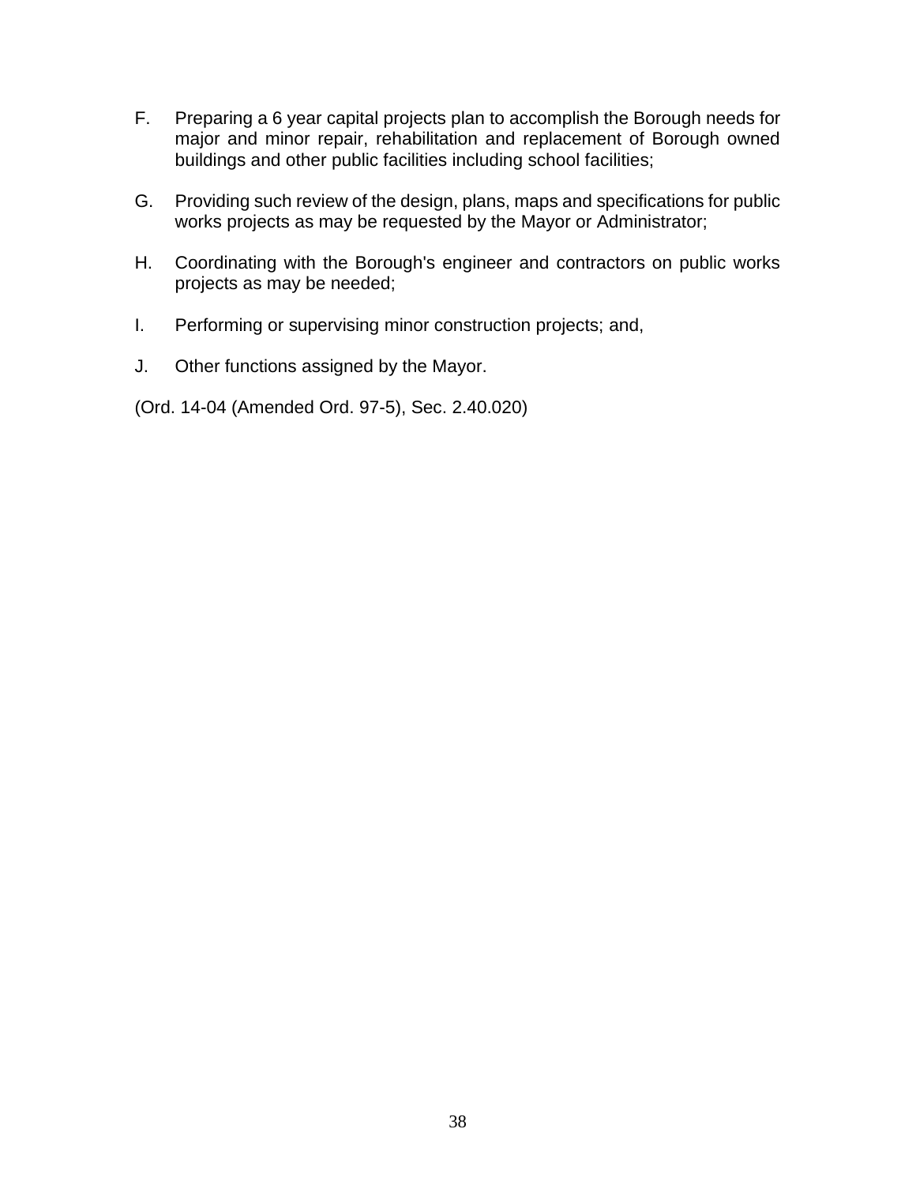F. Preparing a 6 year capital projects plan to accomplish the Borough needs for major and minor repair, rehabilitation and replacement of Borough owned buildings and other public facilities including school facilities;

G. Providing such review of the design, plans, maps and specifications for public works projects as may be requested by the Mayor or Administrator;

H. Coordinating with the Borough's engineer and contractors on public works projects as may be needed;

I. Performing or supervising minor construction projects; and,

J. Other functions assigned by the Mayor.

(Ord. 14-04 (Amended Ord. 97-5), Sec. 2.40.020)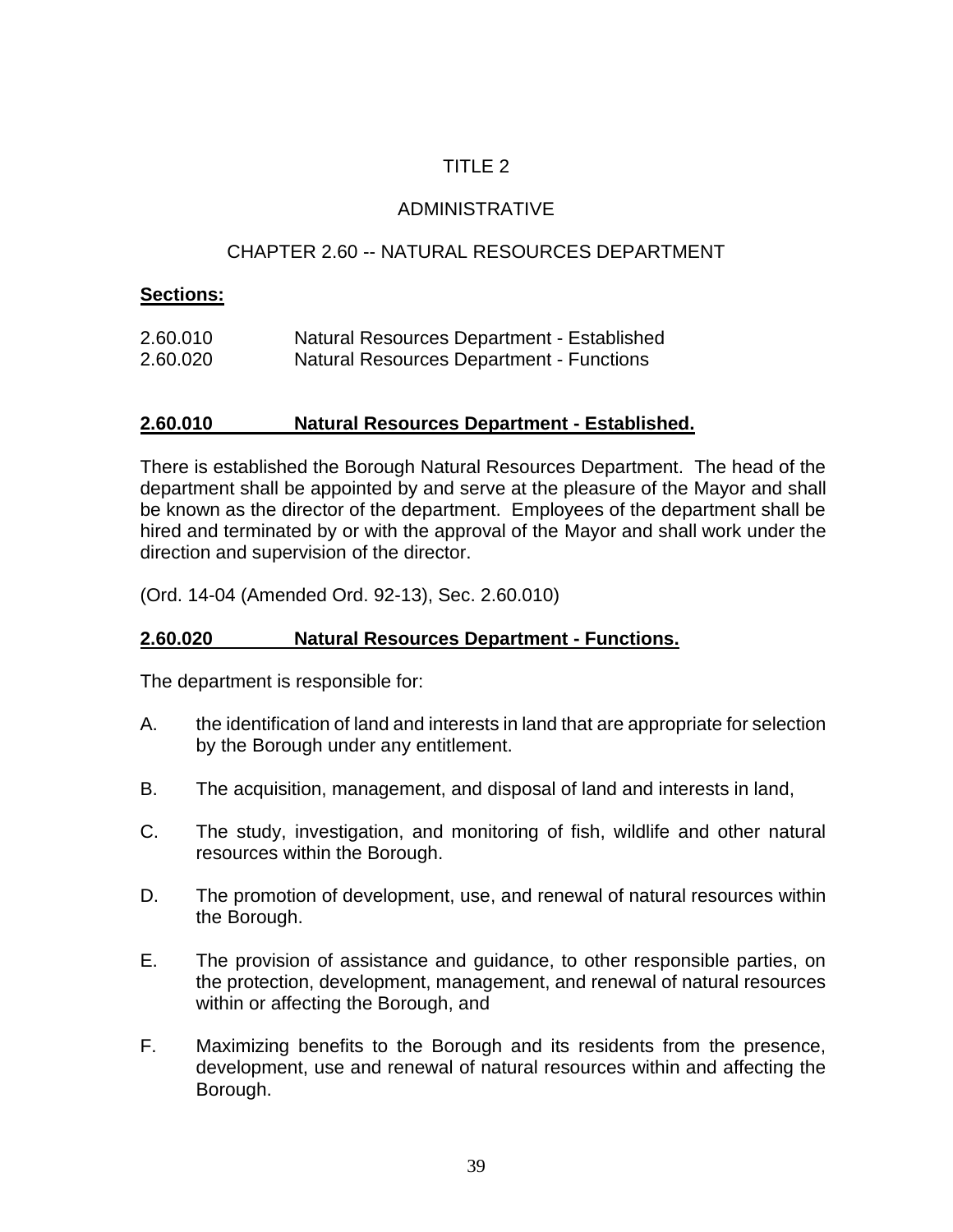# TITLE 2

## ADMINISTRATIVE

## CHAPTER 2.60 -- NATURAL RESOURCES DEPARTMENT

**Sections:**

| | |
|---|---|
| 2.60.010 | Natural Resources Department - Established |
| 2.60.020 | Natural Resources Department - Functions |

### 2.60.010 Natural Resources Department - Established.

There is established the Borough Natural Resources Department. The head of the department shall be appointed by and serve at the pleasure of the Mayor and shall be known as the director of the department. Employees of the department shall be hired and terminated by or with the approval of the Mayor and shall work under the direction and supervision of the director.

(Ord. 14-04 (Amended Ord. 92-13), Sec. 2.60.010)

### 2.60.020 Natural Resources Department - Functions.

The department is responsible for:

A. the identification of land and interests in land that are appropriate for selection by the Borough under any entitlement.

B. The acquisition, management, and disposal of land and interests in land,

C. The study, investigation, and monitoring of fish, wildlife and other natural resources within the Borough.

D. The promotion of development, use, and renewal of natural resources within the Borough.

E. The provision of assistance and guidance, to other responsible parties, on the protection, development, management, and renewal of natural resources within or affecting the Borough, and

F. Maximizing benefits to the Borough and its residents from the presence, development, use and renewal of natural resources within and affecting the Borough.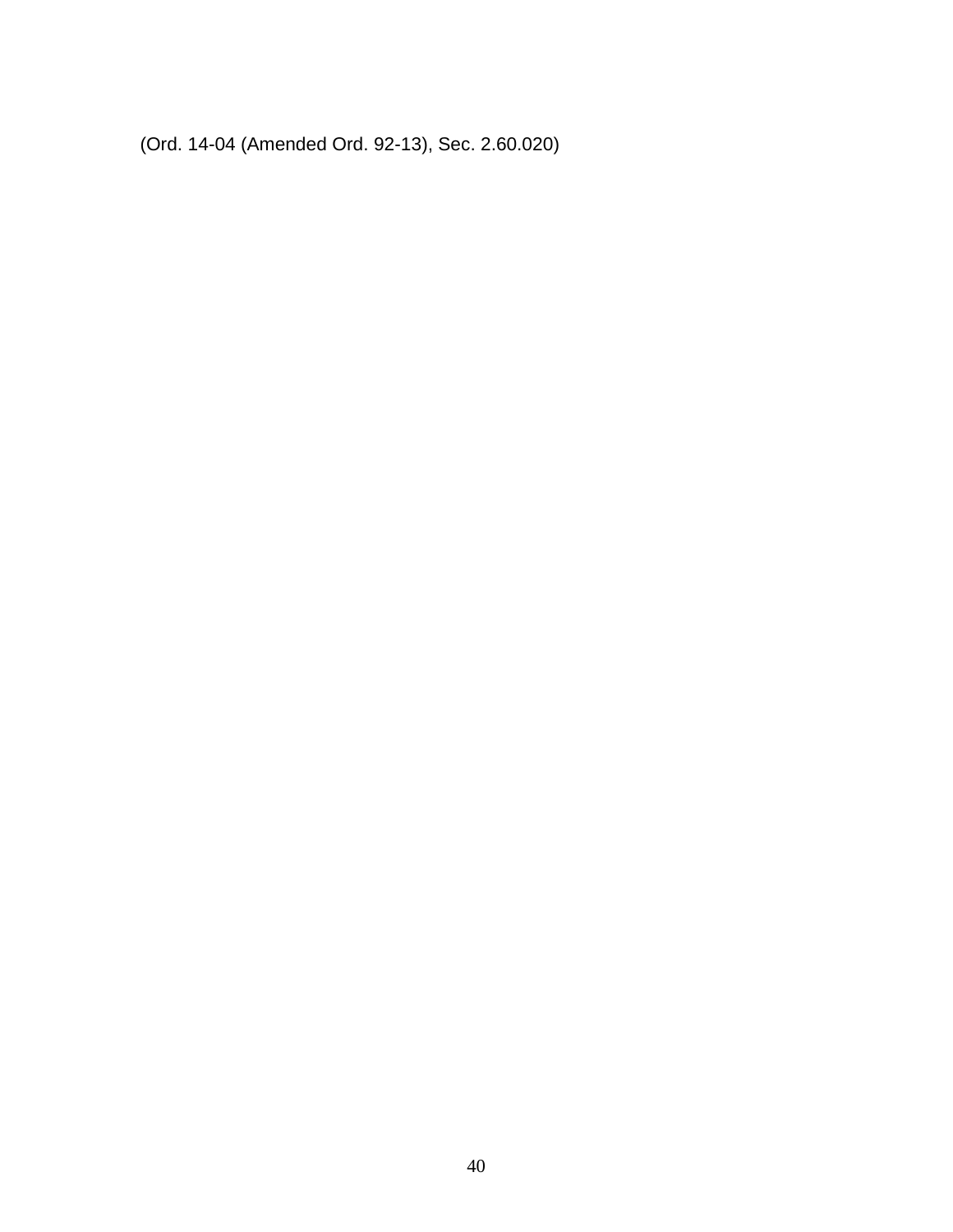(Ord. 14-04 (Amended Ord. 92-13), Sec. 2.60.020)